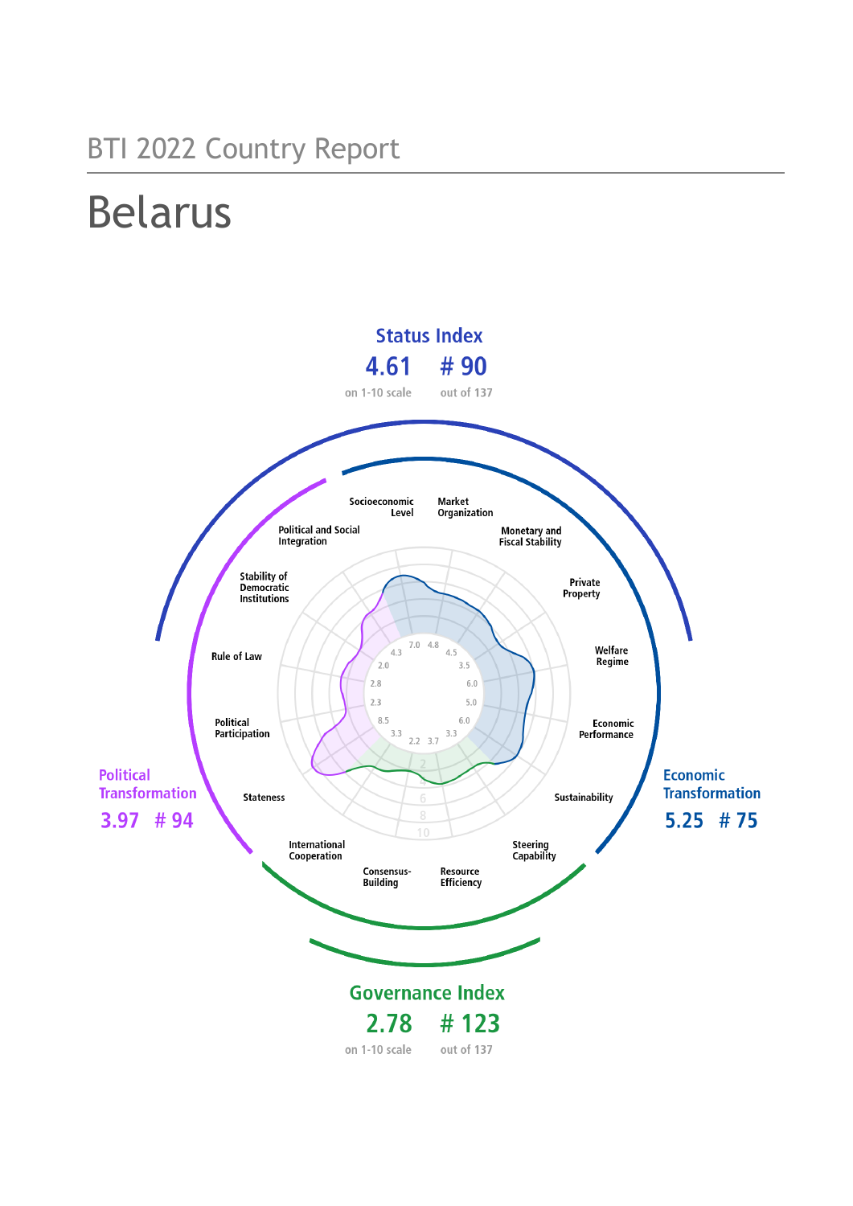BTI 2022 Country Report

# Belarus

**Status Index**

4.61 — on 1-10 scale

# 90 — out of 137

**Political Transformation**

3.97 # 94

**Economic Transformation**

5.25 # 75

**Governance Index**

2.78 — on 1-10 scale

# 123 — out of 137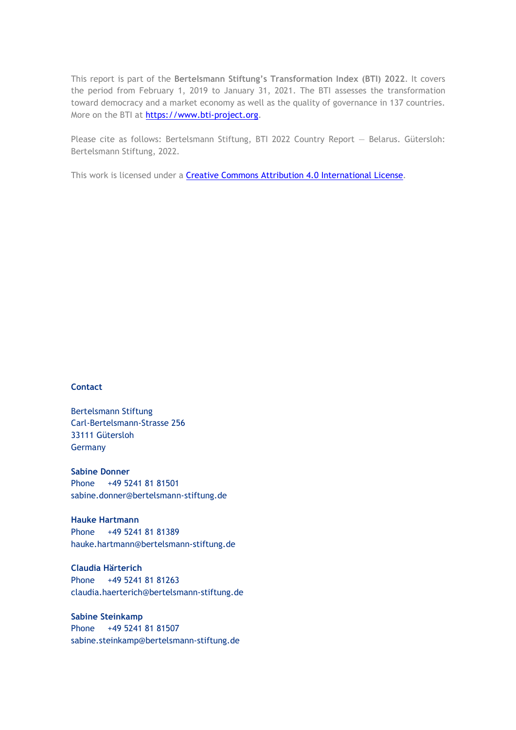This report is part of the **Bertelsmann Stiftung's Transformation Index (BTI) 2022**. It covers the period from February 1, 2019 to January 31, 2021. The BTI assesses the transformation toward democracy and a market economy as well as the quality of governance in 137 countries. More on the BTI at [https://www.bti-project.org](https://www.bti-project.org).

Please cite as follows: Bertelsmann Stiftung, BTI 2022 Country Report — Belarus. Gütersloh: Bertelsmann Stiftung, 2022.

This work is licensed under a [Creative Commons Attribution 4.0 International License](https://creativecommons.org/licenses/by/4.0/).

**Contact**

Bertelsmann Stiftung
Carl-Bertelsmann-Strasse 256
33111 Gütersloh
Germany

**Sabine Donner**
Phone +49 5241 81 81501
sabine.donner@bertelsmann-stiftung.de

**Hauke Hartmann**
Phone +49 5241 81 81389
hauke.hartmann@bertelsmann-stiftung.de

**Claudia Härterich**
Phone +49 5241 81 81263
claudia.haerterich@bertelsmann-stiftung.de

**Sabine Steinkamp**
Phone +49 5241 81 81507
sabine.steinkamp@bertelsmann-stiftung.de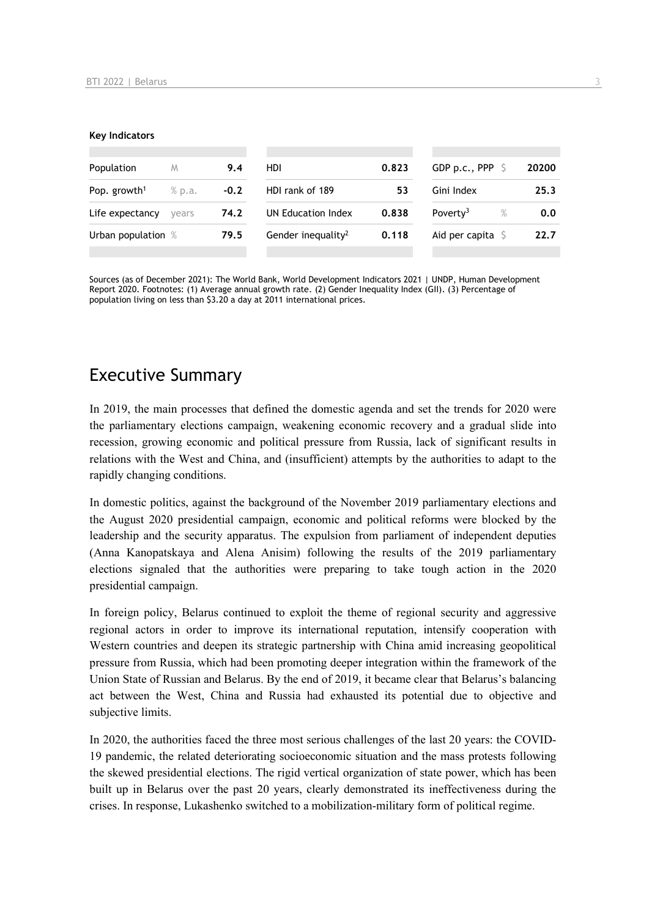**Key Indicators**

| Population | M | 9.4 | HDI | 0.823 | GDP p.c., PPP | $ | 20200 |
|---|---|---|---|---|---|---|---|
| Pop. growth[1] | % p.a. | -0.2 | HDI rank of 189 | 53 | Gini Index | | 25.3 |
| Life expectancy | years | 74.2 | UN Education Index | 0.838 | Poverty[3] | % | 0.0 |
| Urban population | % | 79.5 | Gender inequality[2] | 0.118 | Aid per capita | $ | 22.7 |

Sources (as of December 2021): The World Bank, World Development Indicators 2021 | UNDP, Human Development Report 2020. Footnotes: (1) Average annual growth rate. (2) Gender Inequality Index (GII). (3) Percentage of population living on less than $3.20 a day at 2011 international prices.

## Executive Summary

In 2019, the main processes that defined the domestic agenda and set the trends for 2020 were the parliamentary elections campaign, weakening economic recovery and a gradual slide into recession, growing economic and political pressure from Russia, lack of significant results in relations with the West and China, and (insufficient) attempts by the authorities to adapt to the rapidly changing conditions.

In domestic politics, against the background of the November 2019 parliamentary elections and the August 2020 presidential campaign, economic and political reforms were blocked by the leadership and the security apparatus. The expulsion from parliament of independent deputies (Anna Kanopatskaya and Alena Anisim) following the results of the 2019 parliamentary elections signaled that the authorities were preparing to take tough action in the 2020 presidential campaign.

In foreign policy, Belarus continued to exploit the theme of regional security and aggressive regional actors in order to improve its international reputation, intensify cooperation with Western countries and deepen its strategic partnership with China amid increasing geopolitical pressure from Russia, which had been promoting deeper integration within the framework of the Union State of Russian and Belarus. By the end of 2019, it became clear that Belarus's balancing act between the West, China and Russia had exhausted its potential due to objective and subjective limits.

In 2020, the authorities faced the three most serious challenges of the last 20 years: the COVID-19 pandemic, the related deteriorating socioeconomic situation and the mass protests following the skewed presidential elections. The rigid vertical organization of state power, which has been built up in Belarus over the past 20 years, clearly demonstrated its ineffectiveness during the crises. In response, Lukashenko switched to a mobilization-military form of political regime.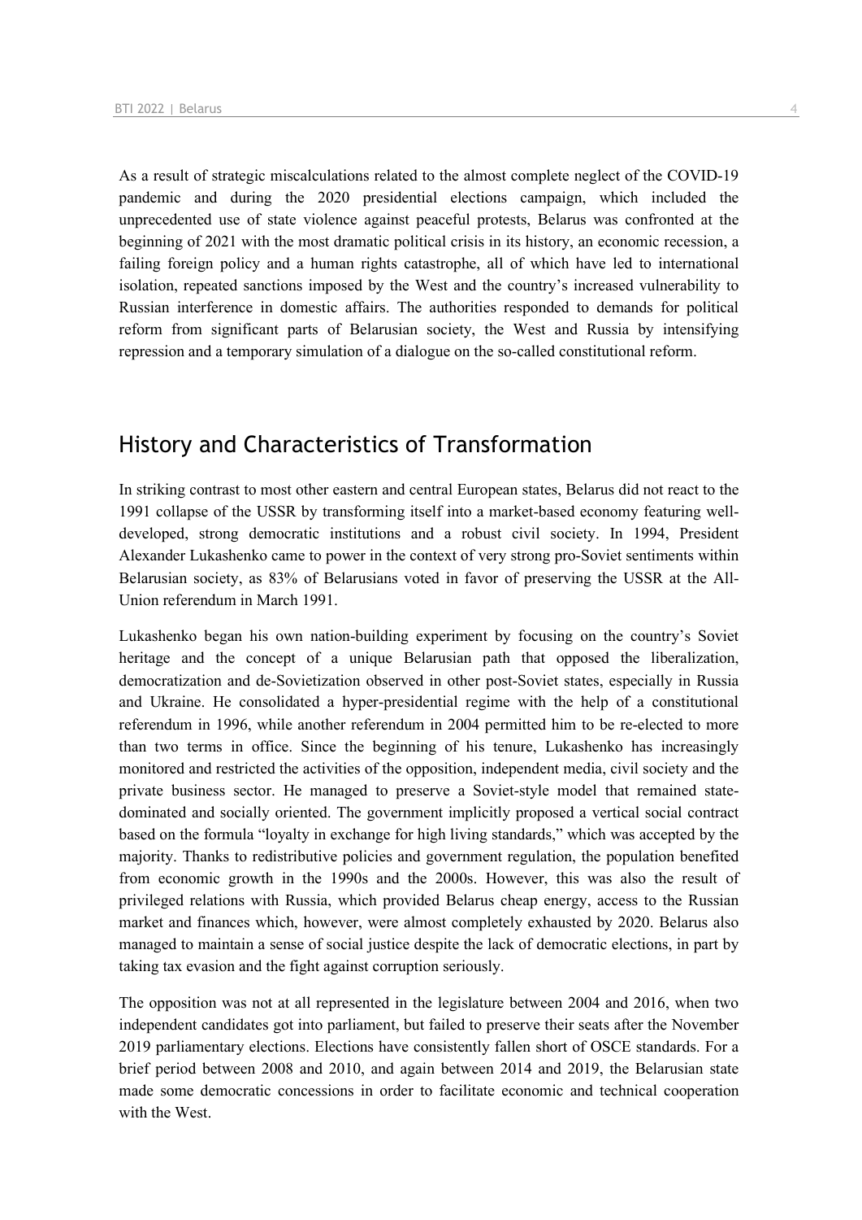As a result of strategic miscalculations related to the almost complete neglect of the COVID-19 pandemic and during the 2020 presidential elections campaign, which included the unprecedented use of state violence against peaceful protests, Belarus was confronted at the beginning of 2021 with the most dramatic political crisis in its history, an economic recession, a failing foreign policy and a human rights catastrophe, all of which have led to international isolation, repeated sanctions imposed by the West and the country's increased vulnerability to Russian interference in domestic affairs. The authorities responded to demands for political reform from significant parts of Belarusian society, the West and Russia by intensifying repression and a temporary simulation of a dialogue on the so-called constitutional reform.

## History and Characteristics of Transformation

In striking contrast to most other eastern and central European states, Belarus did not react to the 1991 collapse of the USSR by transforming itself into a market-based economy featuring well-developed, strong democratic institutions and a robust civil society. In 1994, President Alexander Lukashenko came to power in the context of very strong pro-Soviet sentiments within Belarusian society, as 83% of Belarusians voted in favor of preserving the USSR at the All-Union referendum in March 1991.

Lukashenko began his own nation-building experiment by focusing on the country's Soviet heritage and the concept of a unique Belarusian path that opposed the liberalization, democratization and de-Sovietization observed in other post-Soviet states, especially in Russia and Ukraine. He consolidated a hyper-presidential regime with the help of a constitutional referendum in 1996, while another referendum in 2004 permitted him to be re-elected to more than two terms in office. Since the beginning of his tenure, Lukashenko has increasingly monitored and restricted the activities of the opposition, independent media, civil society and the private business sector. He managed to preserve a Soviet-style model that remained state-dominated and socially oriented. The government implicitly proposed a vertical social contract based on the formula "loyalty in exchange for high living standards," which was accepted by the majority. Thanks to redistributive policies and government regulation, the population benefited from economic growth in the 1990s and the 2000s. However, this was also the result of privileged relations with Russia, which provided Belarus cheap energy, access to the Russian market and finances which, however, were almost completely exhausted by 2020. Belarus also managed to maintain a sense of social justice despite the lack of democratic elections, in part by taking tax evasion and the fight against corruption seriously.

The opposition was not at all represented in the legislature between 2004 and 2016, when two independent candidates got into parliament, but failed to preserve their seats after the November 2019 parliamentary elections. Elections have consistently fallen short of OSCE standards. For a brief period between 2008 and 2010, and again between 2014 and 2019, the Belarusian state made some democratic concessions in order to facilitate economic and technical cooperation with the West.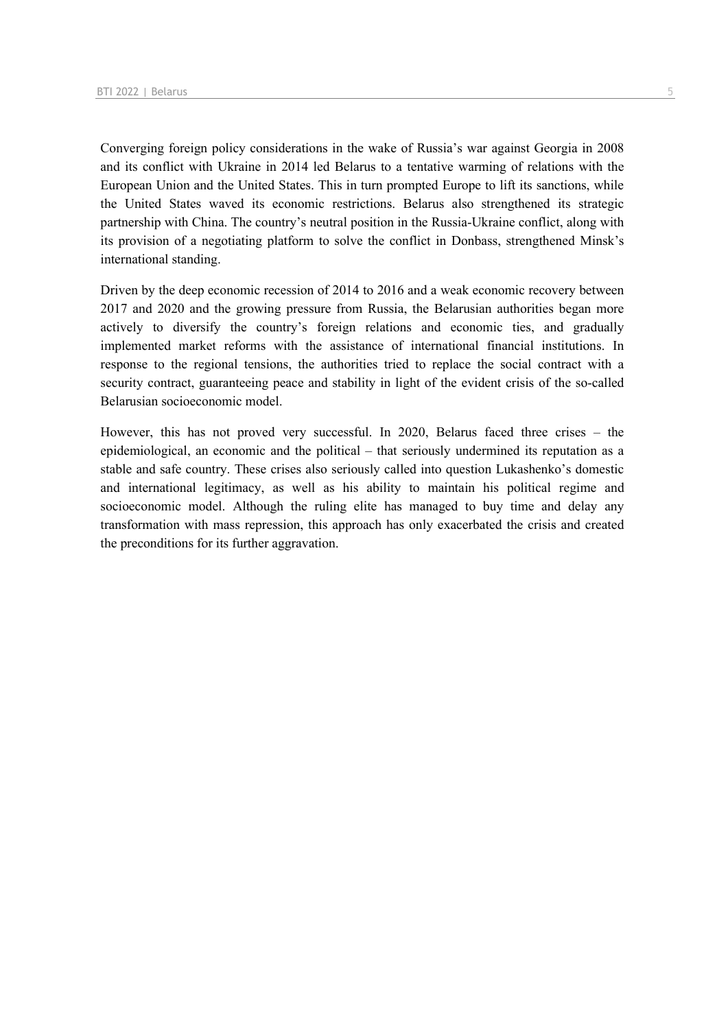Converging foreign policy considerations in the wake of Russia's war against Georgia in 2008 and its conflict with Ukraine in 2014 led Belarus to a tentative warming of relations with the European Union and the United States. This in turn prompted Europe to lift its sanctions, while the United States waved its economic restrictions. Belarus also strengthened its strategic partnership with China. The country's neutral position in the Russia-Ukraine conflict, along with its provision of a negotiating platform to solve the conflict in Donbass, strengthened Minsk's international standing.

Driven by the deep economic recession of 2014 to 2016 and a weak economic recovery between 2017 and 2020 and the growing pressure from Russia, the Belarusian authorities began more actively to diversify the country's foreign relations and economic ties, and gradually implemented market reforms with the assistance of international financial institutions. In response to the regional tensions, the authorities tried to replace the social contract with a security contract, guaranteeing peace and stability in light of the evident crisis of the so-called Belarusian socioeconomic model.

However, this has not proved very successful. In 2020, Belarus faced three crises – the epidemiological, an economic and the political – that seriously undermined its reputation as a stable and safe country. These crises also seriously called into question Lukashenko's domestic and international legitimacy, as well as his ability to maintain his political regime and socioeconomic model. Although the ruling elite has managed to buy time and delay any transformation with mass repression, this approach has only exacerbated the crisis and created the preconditions for its further aggravation.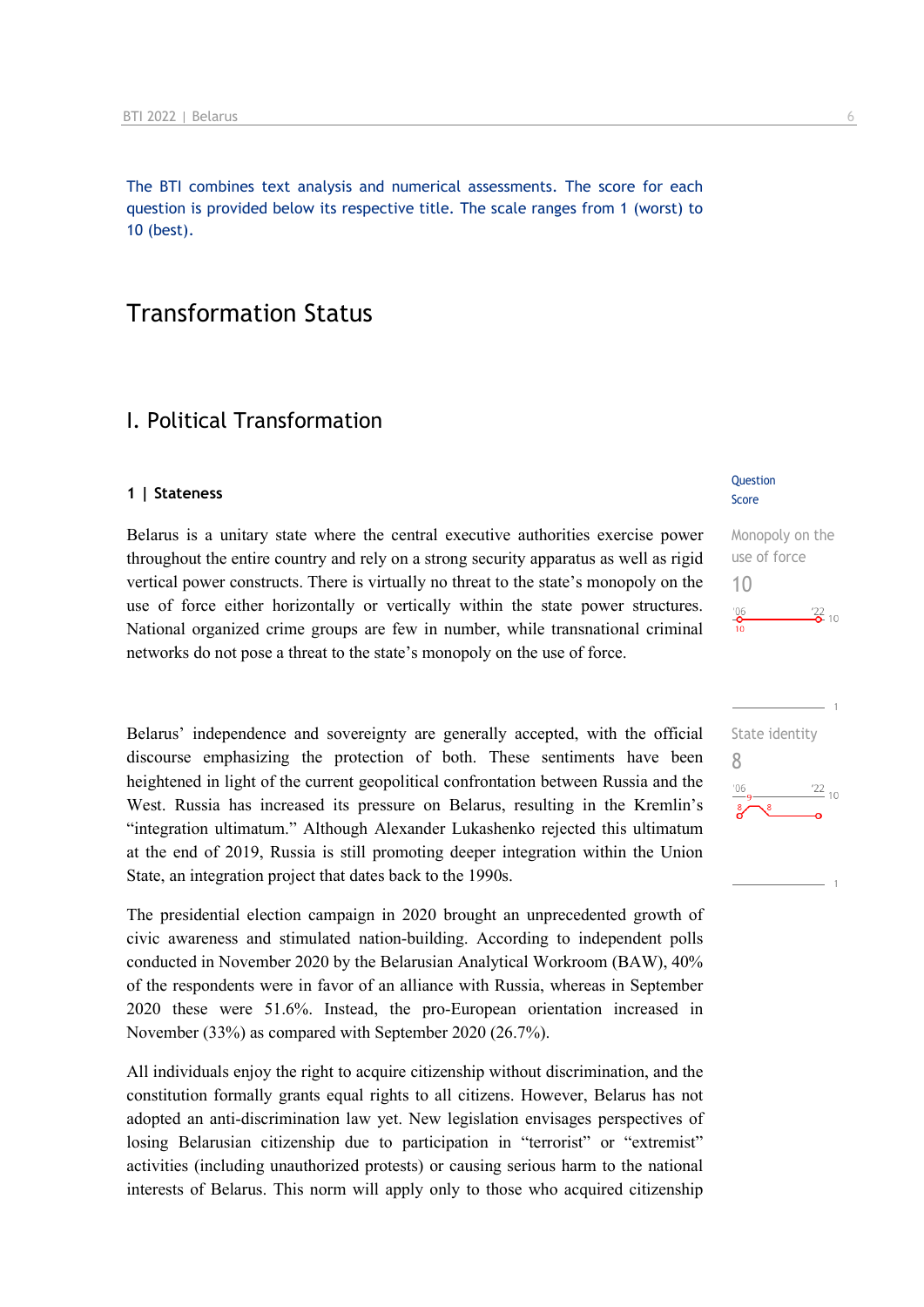The BTI combines text analysis and numerical assessments. The score for each question is provided below its respective title. The scale ranges from 1 (worst) to 10 (best).

# Transformation Status

## I. Political Transformation

### 1 | Stateness

Question Score

**Monopoly on the use of force**
10

Belarus is a unitary state where the central executive authorities exercise power throughout the entire country and rely on a strong security apparatus as well as rigid vertical power constructs. There is virtually no threat to the state's monopoly on the use of force either horizontally or vertically within the state power structures. National organized crime groups are few in number, while transnational criminal networks do not pose a threat to the state's monopoly on the use of force.

**State identity**
8

Belarus' independence and sovereignty are generally accepted, with the official discourse emphasizing the protection of both. These sentiments have been heightened in light of the current geopolitical confrontation between Russia and the West. Russia has increased its pressure on Belarus, resulting in the Kremlin's "integration ultimatum." Although Alexander Lukashenko rejected this ultimatum at the end of 2019, Russia is still promoting deeper integration within the Union State, an integration project that dates back to the 1990s.

The presidential election campaign in 2020 brought an unprecedented growth of civic awareness and stimulated nation-building. According to independent polls conducted in November 2020 by the Belarusian Analytical Workroom (BAW), 40% of the respondents were in favor of an alliance with Russia, whereas in September 2020 these were 51.6%. Instead, the pro-European orientation increased in November (33%) as compared with September 2020 (26.7%).

All individuals enjoy the right to acquire citizenship without discrimination, and the constitution formally grants equal rights to all citizens. However, Belarus has not adopted an anti-discrimination law yet. New legislation envisages perspectives of losing Belarusian citizenship due to participation in "terrorist" or "extremist" activities (including unauthorized protests) or causing serious harm to the national interests of Belarus. This norm will apply only to those who acquired citizenship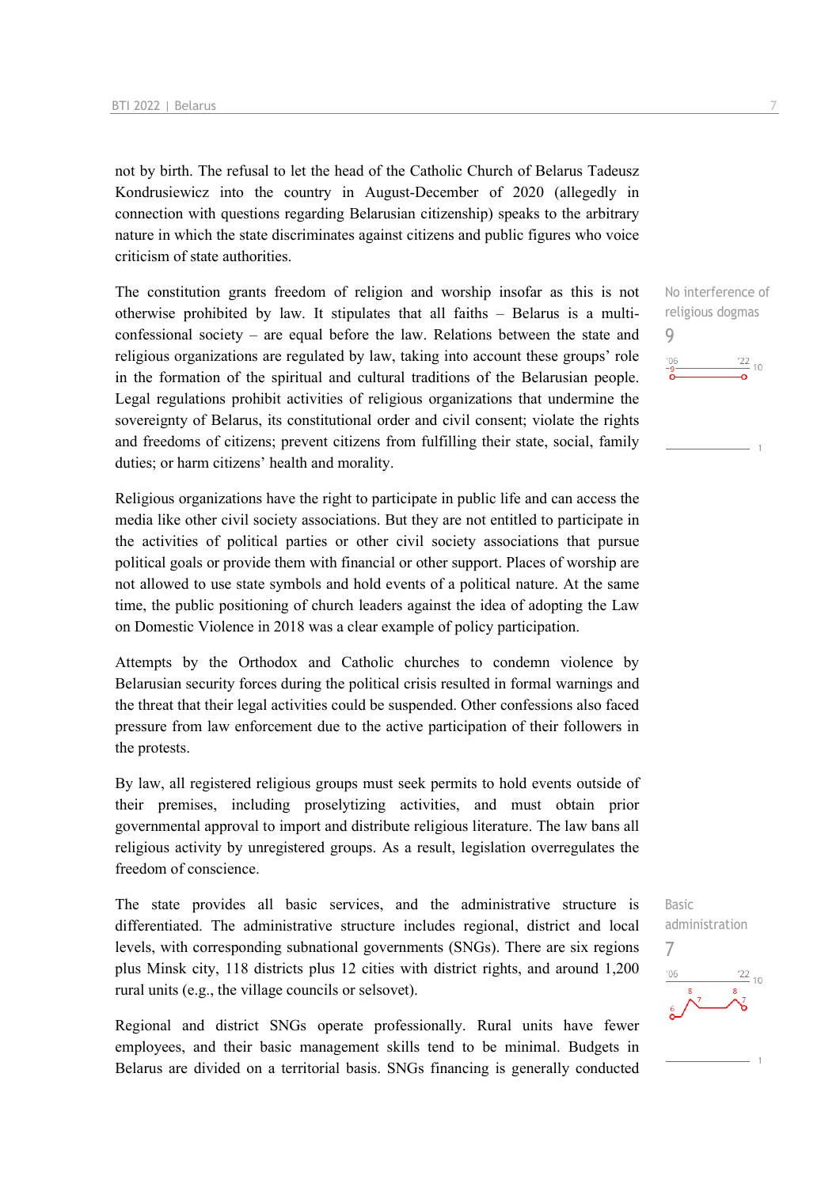not by birth. The refusal to let the head of the Catholic Church of Belarus Tadeusz Kondrusiewicz into the country in August-December of 2020 (allegedly in connection with questions regarding Belarusian citizenship) speaks to the arbitrary nature in which the state discriminates against citizens and public figures who voice criticism of state authorities.

No interference of religious dogmas
9

The constitution grants freedom of religion and worship insofar as this is not otherwise prohibited by law. It stipulates that all faiths – Belarus is a multi-confessional society – are equal before the law. Relations between the state and religious organizations are regulated by law, taking into account these groups' role in the formation of the spiritual and cultural traditions of the Belarusian people. Legal regulations prohibit activities of religious organizations that undermine the sovereignty of Belarus, its constitutional order and civil consent; violate the rights and freedoms of citizens; prevent citizens from fulfilling their state, social, family duties; or harm citizens' health and morality.

Religious organizations have the right to participate in public life and can access the media like other civil society associations. But they are not entitled to participate in the activities of political parties or other civil society associations that pursue political goals or provide them with financial or other support. Places of worship are not allowed to use state symbols and hold events of a political nature. At the same time, the public positioning of church leaders against the idea of adopting the Law on Domestic Violence in 2018 was a clear example of policy participation.

Attempts by the Orthodox and Catholic churches to condemn violence by Belarusian security forces during the political crisis resulted in formal warnings and the threat that their legal activities could be suspended. Other confessions also faced pressure from law enforcement due to the active participation of their followers in the protests.

By law, all registered religious groups must seek permits to hold events outside of their premises, including proselytizing activities, and must obtain prior governmental approval to import and distribute religious literature. The law bans all religious activity by unregistered groups. As a result, legislation overregulates the freedom of conscience.

Basic administration
7

The state provides all basic services, and the administrative structure is differentiated. The administrative structure includes regional, district and local levels, with corresponding subnational governments (SNGs). There are six regions plus Minsk city, 118 districts plus 12 cities with district rights, and around 1,200 rural units (e.g., the village councils or selsovet).

Regional and district SNGs operate professionally. Rural units have fewer employees, and their basic management skills tend to be minimal. Budgets in Belarus are divided on a territorial basis. SNGs financing is generally conducted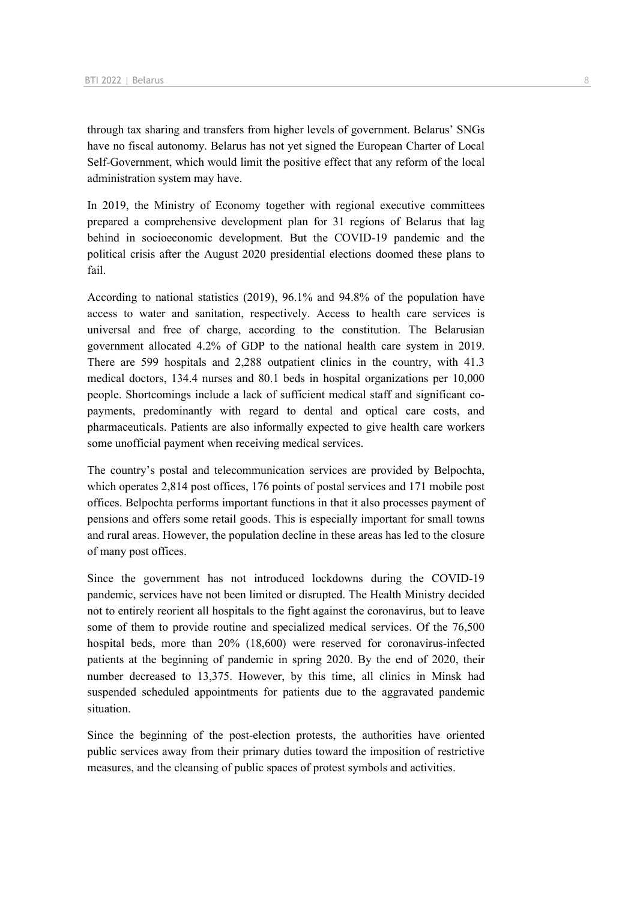through tax sharing and transfers from higher levels of government. Belarus' SNGs have no fiscal autonomy. Belarus has not yet signed the European Charter of Local Self-Government, which would limit the positive effect that any reform of the local administration system may have.

In 2019, the Ministry of Economy together with regional executive committees prepared a comprehensive development plan for 31 regions of Belarus that lag behind in socioeconomic development. But the COVID-19 pandemic and the political crisis after the August 2020 presidential elections doomed these plans to fail.

According to national statistics (2019), 96.1% and 94.8% of the population have access to water and sanitation, respectively. Access to health care services is universal and free of charge, according to the constitution. The Belarusian government allocated 4.2% of GDP to the national health care system in 2019. There are 599 hospitals and 2,288 outpatient clinics in the country, with 41.3 medical doctors, 134.4 nurses and 80.1 beds in hospital organizations per 10,000 people. Shortcomings include a lack of sufficient medical staff and significant co-payments, predominantly with regard to dental and optical care costs, and pharmaceuticals. Patients are also informally expected to give health care workers some unofficial payment when receiving medical services.

The country's postal and telecommunication services are provided by Belpochta, which operates 2,814 post offices, 176 points of postal services and 171 mobile post offices. Belpochta performs important functions in that it also processes payment of pensions and offers some retail goods. This is especially important for small towns and rural areas. However, the population decline in these areas has led to the closure of many post offices.

Since the government has not introduced lockdowns during the COVID-19 pandemic, services have not been limited or disrupted. The Health Ministry decided not to entirely reorient all hospitals to the fight against the coronavirus, but to leave some of them to provide routine and specialized medical services. Of the 76,500 hospital beds, more than 20% (18,600) were reserved for coronavirus-infected patients at the beginning of pandemic in spring 2020. By the end of 2020, their number decreased to 13,375. However, by this time, all clinics in Minsk had suspended scheduled appointments for patients due to the aggravated pandemic situation.

Since the beginning of the post-election protests, the authorities have oriented public services away from their primary duties toward the imposition of restrictive measures, and the cleansing of public spaces of protest symbols and activities.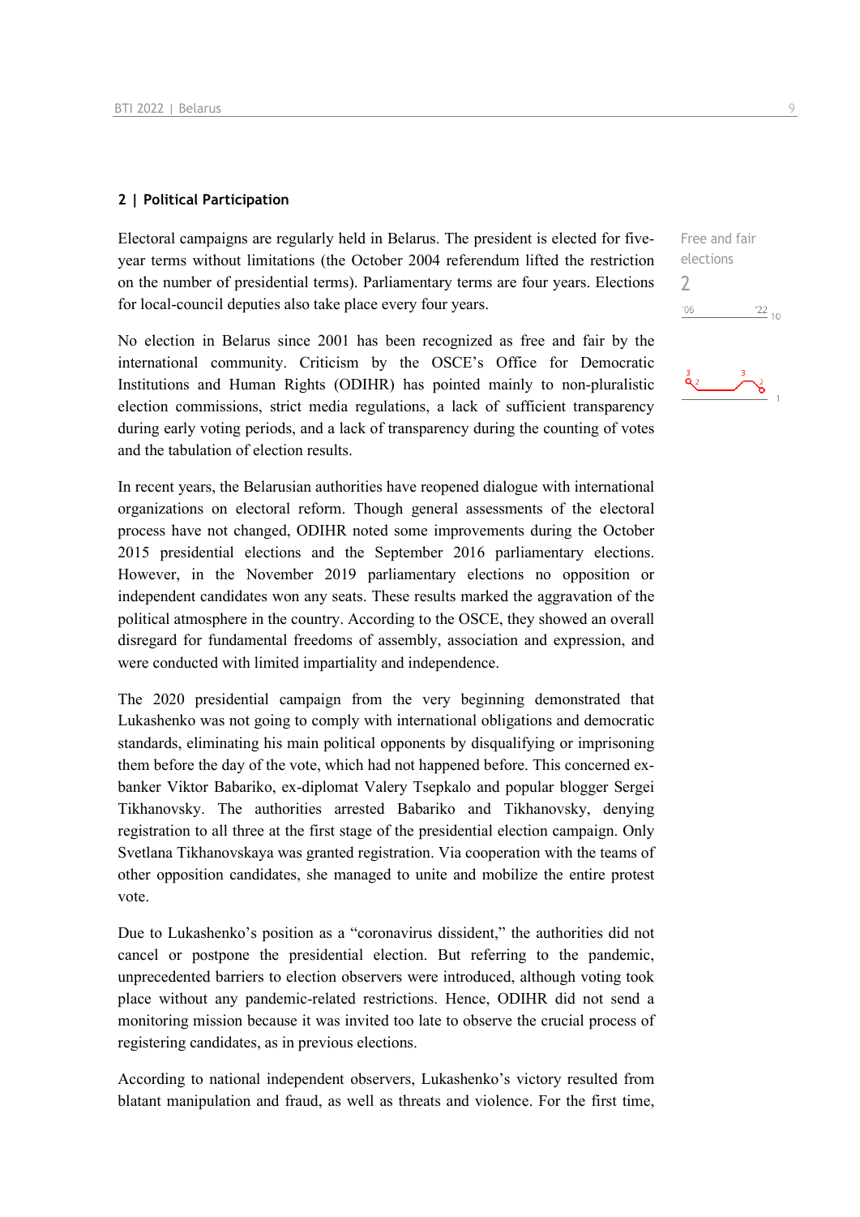## 2 | Political Participation

Free and fair elections

2

Electoral campaigns are regularly held in Belarus. The president is elected for five-year terms without limitations (the October 2004 referendum lifted the restriction on the number of presidential terms). Parliamentary terms are four years. Elections for local-council deputies also take place every four years.

No election in Belarus since 2001 has been recognized as free and fair by the international community. Criticism by the OSCE's Office for Democratic Institutions and Human Rights (ODIHR) has pointed mainly to non-pluralistic election commissions, strict media regulations, a lack of sufficient transparency during early voting periods, and a lack of transparency during the counting of votes and the tabulation of election results.

In recent years, the Belarusian authorities have reopened dialogue with international organizations on electoral reform. Though general assessments of the electoral process have not changed, ODIHR noted some improvements during the October 2015 presidential elections and the September 2016 parliamentary elections. However, in the November 2019 parliamentary elections no opposition or independent candidates won any seats. These results marked the aggravation of the political atmosphere in the country. According to the OSCE, they showed an overall disregard for fundamental freedoms of assembly, association and expression, and were conducted with limited impartiality and independence.

The 2020 presidential campaign from the very beginning demonstrated that Lukashenko was not going to comply with international obligations and democratic standards, eliminating his main political opponents by disqualifying or imprisoning them before the day of the vote, which had not happened before. This concerned ex-banker Viktor Babariko, ex-diplomat Valery Tsepkalo and popular blogger Sergei Tikhanovsky. The authorities arrested Babariko and Tikhanovsky, denying registration to all three at the first stage of the presidential election campaign. Only Svetlana Tikhanovskaya was granted registration. Via cooperation with the teams of other opposition candidates, she managed to unite and mobilize the entire protest vote.

Due to Lukashenko's position as a "coronavirus dissident," the authorities did not cancel or postpone the presidential election. But referring to the pandemic, unprecedented barriers to election observers were introduced, although voting took place without any pandemic-related restrictions. Hence, ODIHR did not send a monitoring mission because it was invited too late to observe the crucial process of registering candidates, as in previous elections.

According to national independent observers, Lukashenko's victory resulted from blatant manipulation and fraud, as well as threats and violence. For the first time,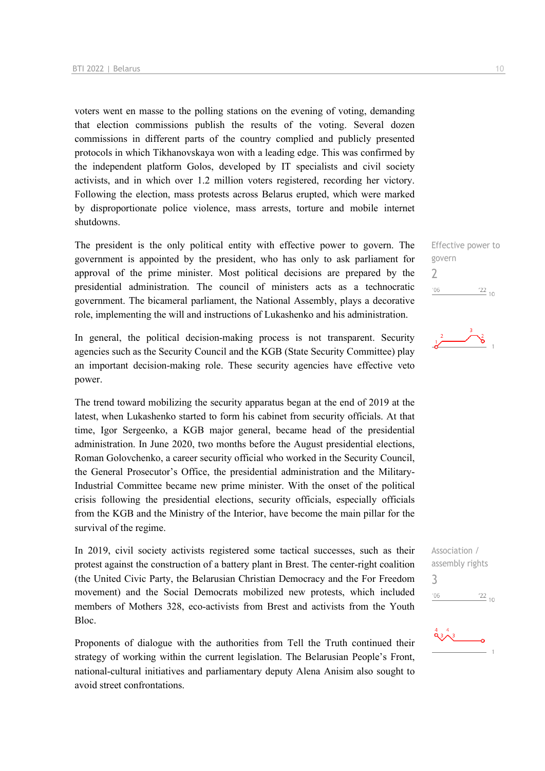voters went en masse to the polling stations on the evening of voting, demanding that election commissions publish the results of the voting. Several dozen commissions in different parts of the country complied and publicly presented protocols in which Tikhanovskaya won with a leading edge. This was confirmed by the independent platform Golos, developed by IT specialists and civil society activists, and in which over 1.2 million voters registered, recording her victory. Following the election, mass protests across Belarus erupted, which were marked by disproportionate police violence, mass arrests, torture and mobile internet shutdowns.

Effective power to govern
2

The president is the only political entity with effective power to govern. The government is appointed by the president, who has only to ask parliament for approval of the prime minister. Most political decisions are prepared by the presidential administration. The council of ministers acts as a technocratic government. The bicameral parliament, the National Assembly, plays a decorative role, implementing the will and instructions of Lukashenko and his administration.

In general, the political decision-making process is not transparent. Security agencies such as the Security Council and the KGB (State Security Committee) play an important decision-making role. These security agencies have effective veto power.

The trend toward mobilizing the security apparatus began at the end of 2019 at the latest, when Lukashenko started to form his cabinet from security officials. At that time, Igor Sergeenko, a KGB major general, became head of the presidential administration. In June 2020, two months before the August presidential elections, Roman Golovchenko, a career security official who worked in the Security Council, the General Prosecutor's Office, the presidential administration and the Military-Industrial Committee became new prime minister. With the onset of the political crisis following the presidential elections, security officials, especially officials from the KGB and the Ministry of the Interior, have become the main pillar for the survival of the regime.

Association / assembly rights
3

In 2019, civil society activists registered some tactical successes, such as their protest against the construction of a battery plant in Brest. The center-right coalition (the United Civic Party, the Belarusian Christian Democracy and the For Freedom movement) and the Social Democrats mobilized new protests, which included members of Mothers 328, eco-activists from Brest and activists from the Youth Bloc.

Proponents of dialogue with the authorities from Tell the Truth continued their strategy of working within the current legislation. The Belarusian People's Front, national-cultural initiatives and parliamentary deputy Alena Anisim also sought to avoid street confrontations.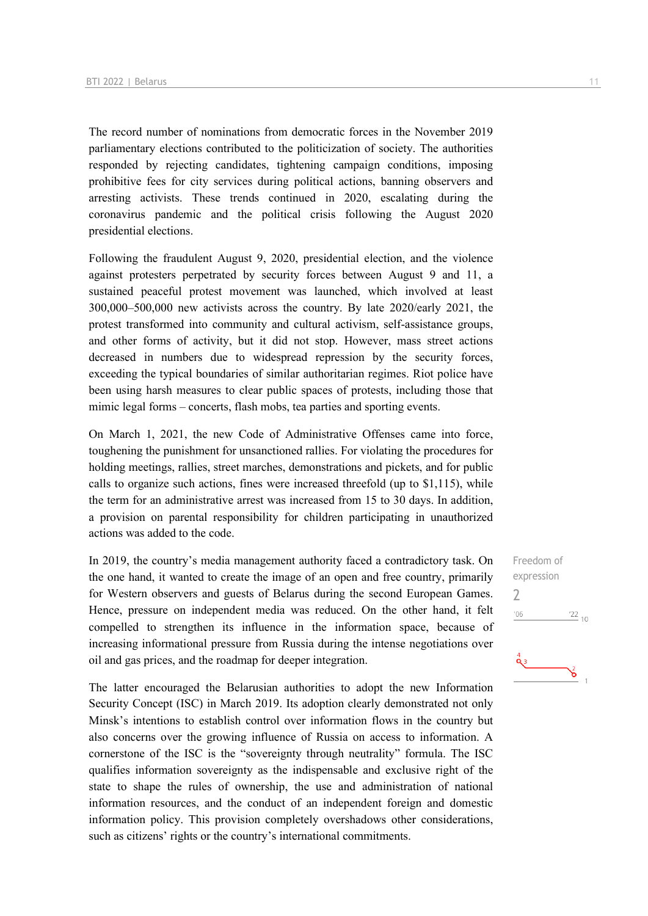The record number of nominations from democratic forces in the November 2019 parliamentary elections contributed to the politicization of society. The authorities responded by rejecting candidates, tightening campaign conditions, imposing prohibitive fees for city services during political actions, banning observers and arresting activists. These trends continued in 2020, escalating during the coronavirus pandemic and the political crisis following the August 2020 presidential elections.

Following the fraudulent August 9, 2020, presidential election, and the violence against protesters perpetrated by security forces between August 9 and 11, a sustained peaceful protest movement was launched, which involved at least 300,000–500,000 new activists across the country. By late 2020/early 2021, the protest transformed into community and cultural activism, self-assistance groups, and other forms of activity, but it did not stop. However, mass street actions decreased in numbers due to widespread repression by the security forces, exceeding the typical boundaries of similar authoritarian regimes. Riot police have been using harsh measures to clear public spaces of protests, including those that mimic legal forms – concerts, flash mobs, tea parties and sporting events.

On March 1, 2021, the new Code of Administrative Offenses came into force, toughening the punishment for unsanctioned rallies. For violating the procedures for holding meetings, rallies, street marches, demonstrations and pickets, and for public calls to organize such actions, fines were increased threefold (up to $1,115), while the term for an administrative arrest was increased from 15 to 30 days. In addition, a provision on parental responsibility for children participating in unauthorized actions was added to the code.

Freedom of expression
2

In 2019, the country's media management authority faced a contradictory task. On the one hand, it wanted to create the image of an open and free country, primarily for Western observers and guests of Belarus during the second European Games. Hence, pressure on independent media was reduced. On the other hand, it felt compelled to strengthen its influence in the information space, because of increasing informational pressure from Russia during the intense negotiations over oil and gas prices, and the roadmap for deeper integration.

The latter encouraged the Belarusian authorities to adopt the new Information Security Concept (ISC) in March 2019. Its adoption clearly demonstrated not only Minsk's intentions to establish control over information flows in the country but also concerns over the growing influence of Russia on access to information. A cornerstone of the ISC is the "sovereignty through neutrality" formula. The ISC qualifies information sovereignty as the indispensable and exclusive right of the state to shape the rules of ownership, the use and administration of national information resources, and the conduct of an independent foreign and domestic information policy. This provision completely overshadows other considerations, such as citizens' rights or the country's international commitments.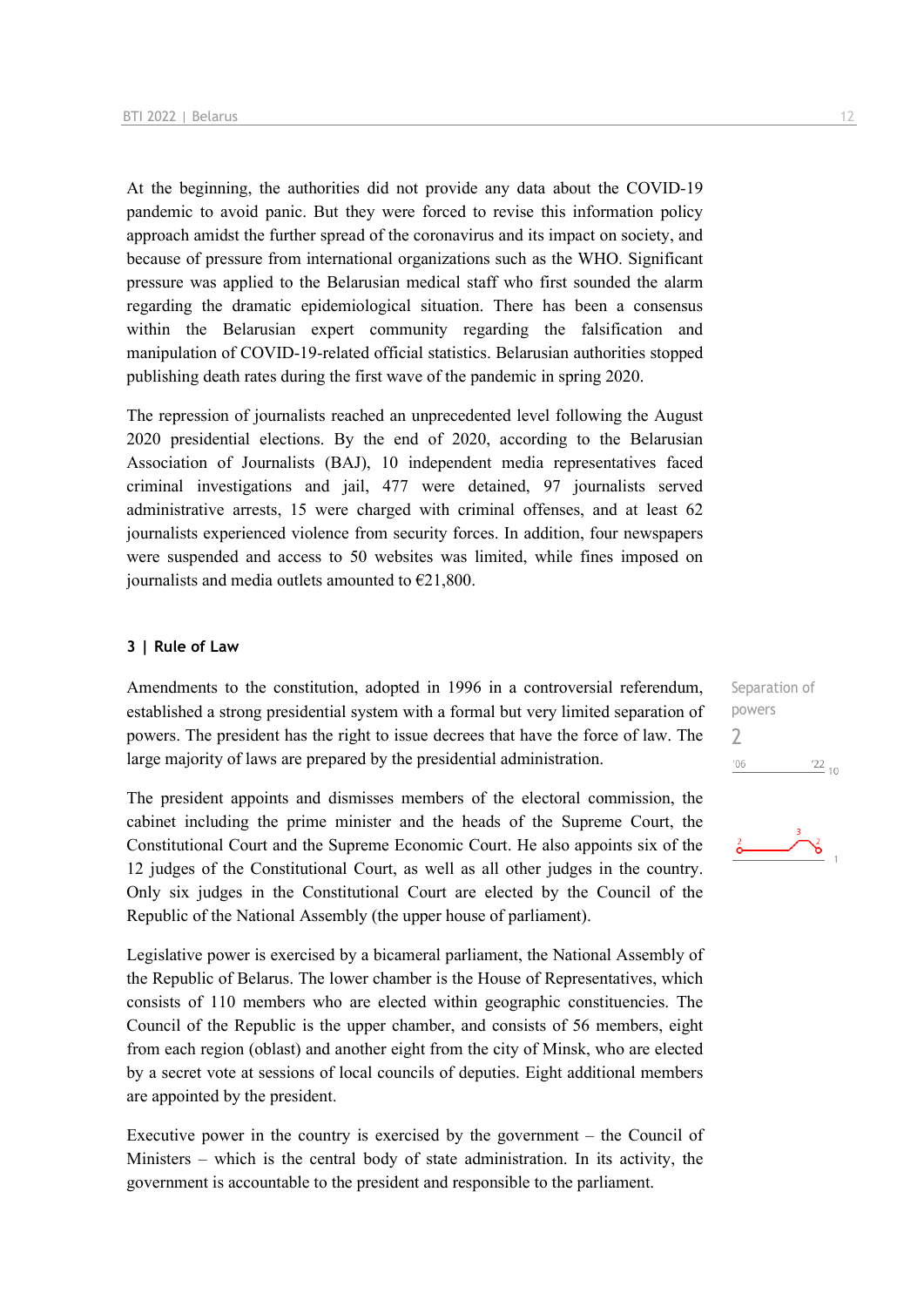At the beginning, the authorities did not provide any data about the COVID-19 pandemic to avoid panic. But they were forced to revise this information policy approach amidst the further spread of the coronavirus and its impact on society, and because of pressure from international organizations such as the WHO. Significant pressure was applied to the Belarusian medical staff who first sounded the alarm regarding the dramatic epidemiological situation. There has been a consensus within the Belarusian expert community regarding the falsification and manipulation of COVID-19-related official statistics. Belarusian authorities stopped publishing death rates during the first wave of the pandemic in spring 2020.

The repression of journalists reached an unprecedented level following the August 2020 presidential elections. By the end of 2020, according to the Belarusian Association of Journalists (BAJ), 10 independent media representatives faced criminal investigations and jail, 477 were detained, 97 journalists served administrative arrests, 15 were charged with criminal offenses, and at least 62 journalists experienced violence from security forces. In addition, four newspapers were suspended and access to 50 websites was limited, while fines imposed on journalists and media outlets amounted to €21,800.

### 3 | Rule of Law

Separation of powers

2

Amendments to the constitution, adopted in 1996 in a controversial referendum, established a strong presidential system with a formal but very limited separation of powers. The president has the right to issue decrees that have the force of law. The large majority of laws are prepared by the presidential administration.

The president appoints and dismisses members of the electoral commission, the cabinet including the prime minister and the heads of the Supreme Court, the Constitutional Court and the Supreme Economic Court. He also appoints six of the 12 judges of the Constitutional Court, as well as all other judges in the country. Only six judges in the Constitutional Court are elected by the Council of the Republic of the National Assembly (the upper house of parliament).

Legislative power is exercised by a bicameral parliament, the National Assembly of the Republic of Belarus. The lower chamber is the House of Representatives, which consists of 110 members who are elected within geographic constituencies. The Council of the Republic is the upper chamber, and consists of 56 members, eight from each region (oblast) and another eight from the city of Minsk, who are elected by a secret vote at sessions of local councils of deputies. Eight additional members are appointed by the president.

Executive power in the country is exercised by the government – the Council of Ministers – which is the central body of state administration. In its activity, the government is accountable to the president and responsible to the parliament.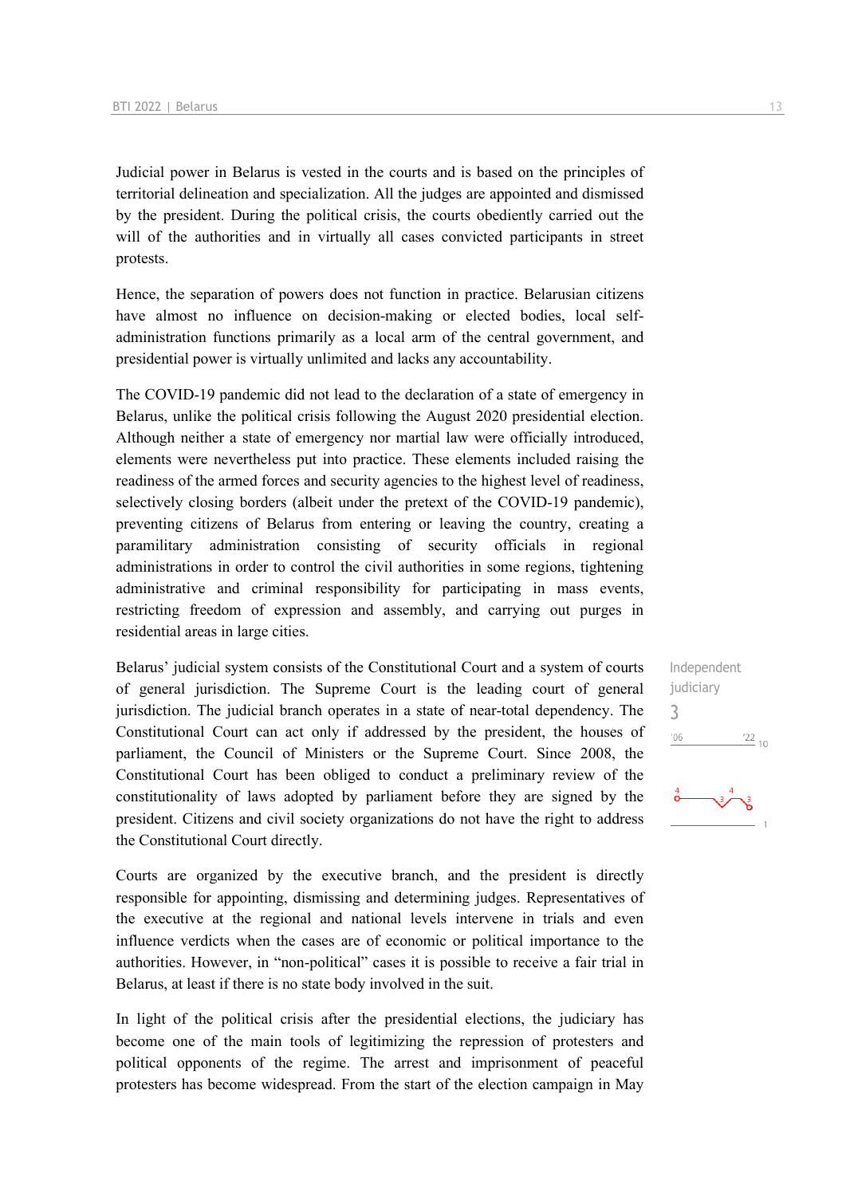Judicial power in Belarus is vested in the courts and is based on the principles of territorial delineation and specialization. All the judges are appointed and dismissed by the president. During the political crisis, the courts obediently carried out the will of the authorities and in virtually all cases convicted participants in street protests.

Hence, the separation of powers does not function in practice. Belarusian citizens have almost no influence on decision-making or elected bodies, local self-administration functions primarily as a local arm of the central government, and presidential power is virtually unlimited and lacks any accountability.

The COVID-19 pandemic did not lead to the declaration of a state of emergency in Belarus, unlike the political crisis following the August 2020 presidential election. Although neither a state of emergency nor martial law were officially introduced, elements were nevertheless put into practice. These elements included raising the readiness of the armed forces and security agencies to the highest level of readiness, selectively closing borders (albeit under the pretext of the COVID-19 pandemic), preventing citizens of Belarus from entering or leaving the country, creating a paramilitary administration consisting of security officials in regional administrations in order to control the civil authorities in some regions, tightening administrative and criminal responsibility for participating in mass events, restricting freedom of expression and assembly, and carrying out purges in residential areas in large cities.

Independent judiciary
3

Belarus' judicial system consists of the Constitutional Court and a system of courts of general jurisdiction. The Supreme Court is the leading court of general jurisdiction. The judicial branch operates in a state of near-total dependency. The Constitutional Court can act only if addressed by the president, the houses of parliament, the Council of Ministers or the Supreme Court. Since 2008, the Constitutional Court has been obliged to conduct a preliminary review of the constitutionality of laws adopted by parliament before they are signed by the president. Citizens and civil society organizations do not have the right to address the Constitutional Court directly.

Courts are organized by the executive branch, and the president is directly responsible for appointing, dismissing and determining judges. Representatives of the executive at the regional and national levels intervene in trials and even influence verdicts when the cases are of economic or political importance to the authorities. However, in "non-political" cases it is possible to receive a fair trial in Belarus, at least if there is no state body involved in the suit.

In light of the political crisis after the presidential elections, the judiciary has become one of the main tools of legitimizing the repression of protesters and political opponents of the regime. The arrest and imprisonment of peaceful protesters has become widespread. From the start of the election campaign in May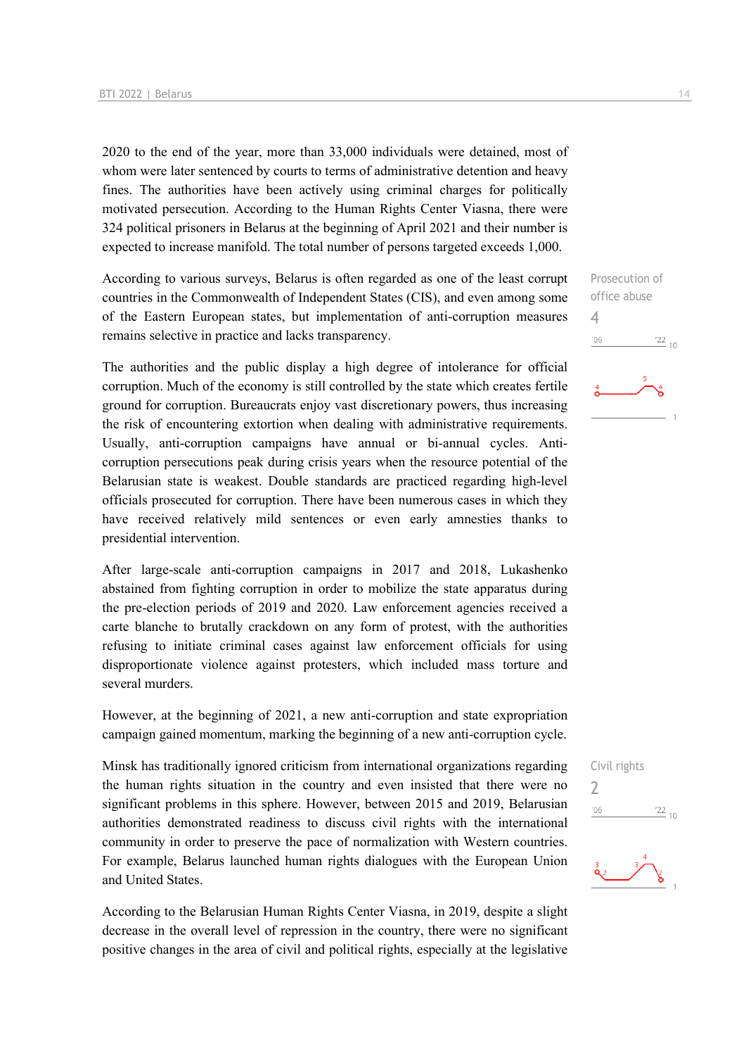2020 to the end of the year, more than 33,000 individuals were detained, most of whom were later sentenced by courts to terms of administrative detention and heavy fines. The authorities have been actively using criminal charges for politically motivated persecution. According to the Human Rights Center Viasna, there were 324 political prisoners in Belarus at the beginning of April 2021 and their number is expected to increase manifold. The total number of persons targeted exceeds 1,000.

Prosecution of office abuse
4

According to various surveys, Belarus is often regarded as one of the least corrupt countries in the Commonwealth of Independent States (CIS), and even among some of the Eastern European states, but implementation of anti-corruption measures remains selective in practice and lacks transparency.

The authorities and the public display a high degree of intolerance for official corruption. Much of the economy is still controlled by the state which creates fertile ground for corruption. Bureaucrats enjoy vast discretionary powers, thus increasing the risk of encountering extortion when dealing with administrative requirements. Usually, anti-corruption campaigns have annual or bi-annual cycles. Anti-corruption persecutions peak during crisis years when the resource potential of the Belarusian state is weakest. Double standards are practiced regarding high-level officials prosecuted for corruption. There have been numerous cases in which they have received relatively mild sentences or even early amnesties thanks to presidential intervention.

After large-scale anti-corruption campaigns in 2017 and 2018, Lukashenko abstained from fighting corruption in order to mobilize the state apparatus during the pre-election periods of 2019 and 2020. Law enforcement agencies received a carte blanche to brutally crackdown on any form of protest, with the authorities refusing to initiate criminal cases against law enforcement officials for using disproportionate violence against protesters, which included mass torture and several murders.

However, at the beginning of 2021, a new anti-corruption and state expropriation campaign gained momentum, marking the beginning of a new anti-corruption cycle.

Civil rights
2

Minsk has traditionally ignored criticism from international organizations regarding the human rights situation in the country and even insisted that there were no significant problems in this sphere. However, between 2015 and 2019, Belarusian authorities demonstrated readiness to discuss civil rights with the international community in order to preserve the pace of normalization with Western countries. For example, Belarus launched human rights dialogues with the European Union and United States.

According to the Belarusian Human Rights Center Viasna, in 2019, despite a slight decrease in the overall level of repression in the country, there were no significant positive changes in the area of civil and political rights, especially at the legislative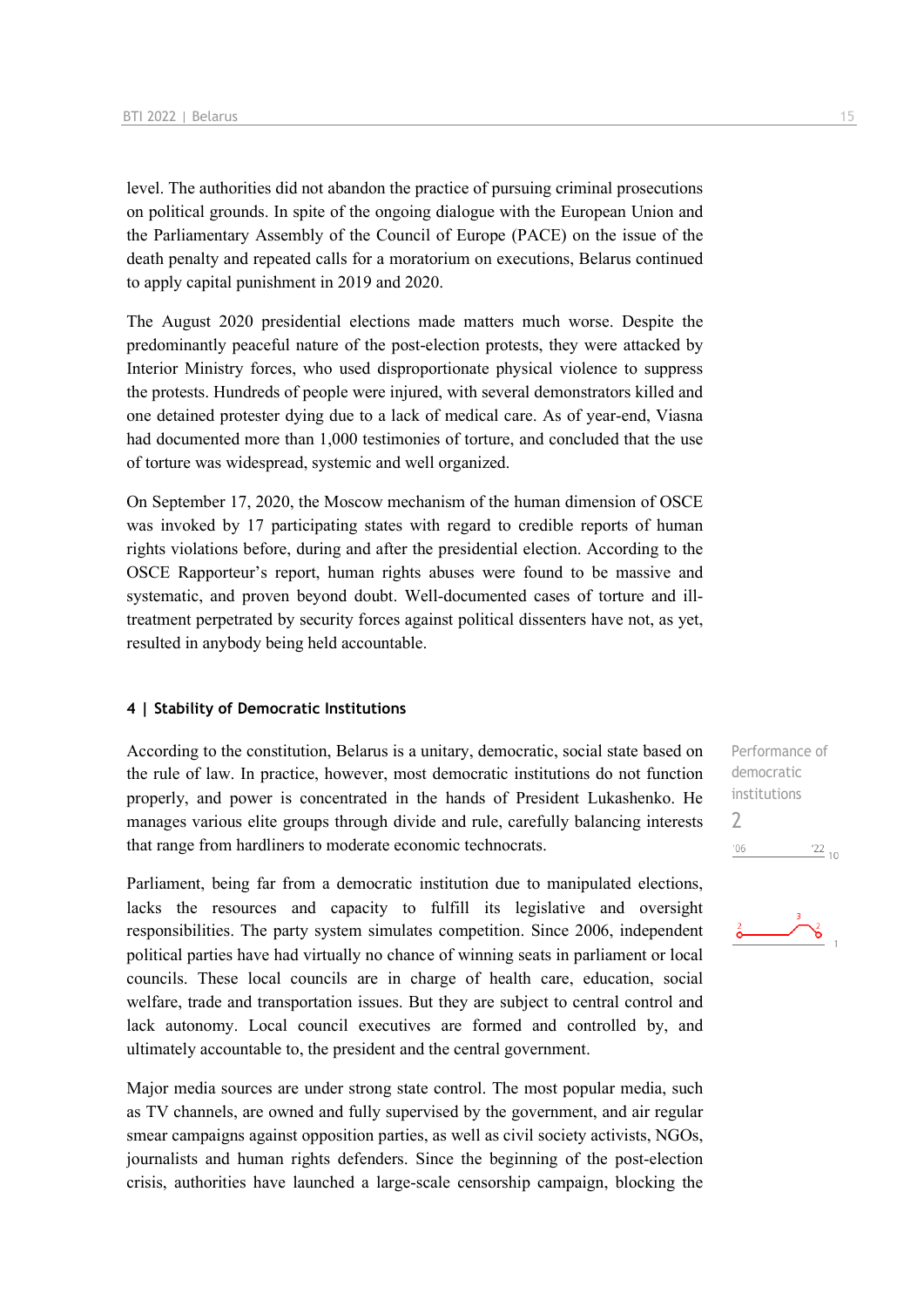level. The authorities did not abandon the practice of pursuing criminal prosecutions on political grounds. In spite of the ongoing dialogue with the European Union and the Parliamentary Assembly of the Council of Europe (PACE) on the issue of the death penalty and repeated calls for a moratorium on executions, Belarus continued to apply capital punishment in 2019 and 2020.

The August 2020 presidential elections made matters much worse. Despite the predominantly peaceful nature of the post-election protests, they were attacked by Interior Ministry forces, who used disproportionate physical violence to suppress the protests. Hundreds of people were injured, with several demonstrators killed and one detained protester dying due to a lack of medical care. As of year-end, Viasna had documented more than 1,000 testimonies of torture, and concluded that the use of torture was widespread, systemic and well organized.

On September 17, 2020, the Moscow mechanism of the human dimension of OSCE was invoked by 17 participating states with regard to credible reports of human rights violations before, during and after the presidential election. According to the OSCE Rapporteur's report, human rights abuses were found to be massive and systematic, and proven beyond doubt. Well-documented cases of torture and ill-treatment perpetrated by security forces against political dissenters have not, as yet, resulted in anybody being held accountable.

## 4 | Stability of Democratic Institutions

Performance of democratic institutions
2

According to the constitution, Belarus is a unitary, democratic, social state based on the rule of law. In practice, however, most democratic institutions do not function properly, and power is concentrated in the hands of President Lukashenko. He manages various elite groups through divide and rule, carefully balancing interests that range from hardliners to moderate economic technocrats.

Parliament, being far from a democratic institution due to manipulated elections, lacks the resources and capacity to fulfill its legislative and oversight responsibilities. The party system simulates competition. Since 2006, independent political parties have had virtually no chance of winning seats in parliament or local councils. These local councils are in charge of health care, education, social welfare, trade and transportation issues. But they are subject to central control and lack autonomy. Local council executives are formed and controlled by, and ultimately accountable to, the president and the central government.

Major media sources are under strong state control. The most popular media, such as TV channels, are owned and fully supervised by the government, and air regular smear campaigns against opposition parties, as well as civil society activists, NGOs, journalists and human rights defenders. Since the beginning of the post-election crisis, authorities have launched a large-scale censorship campaign, blocking the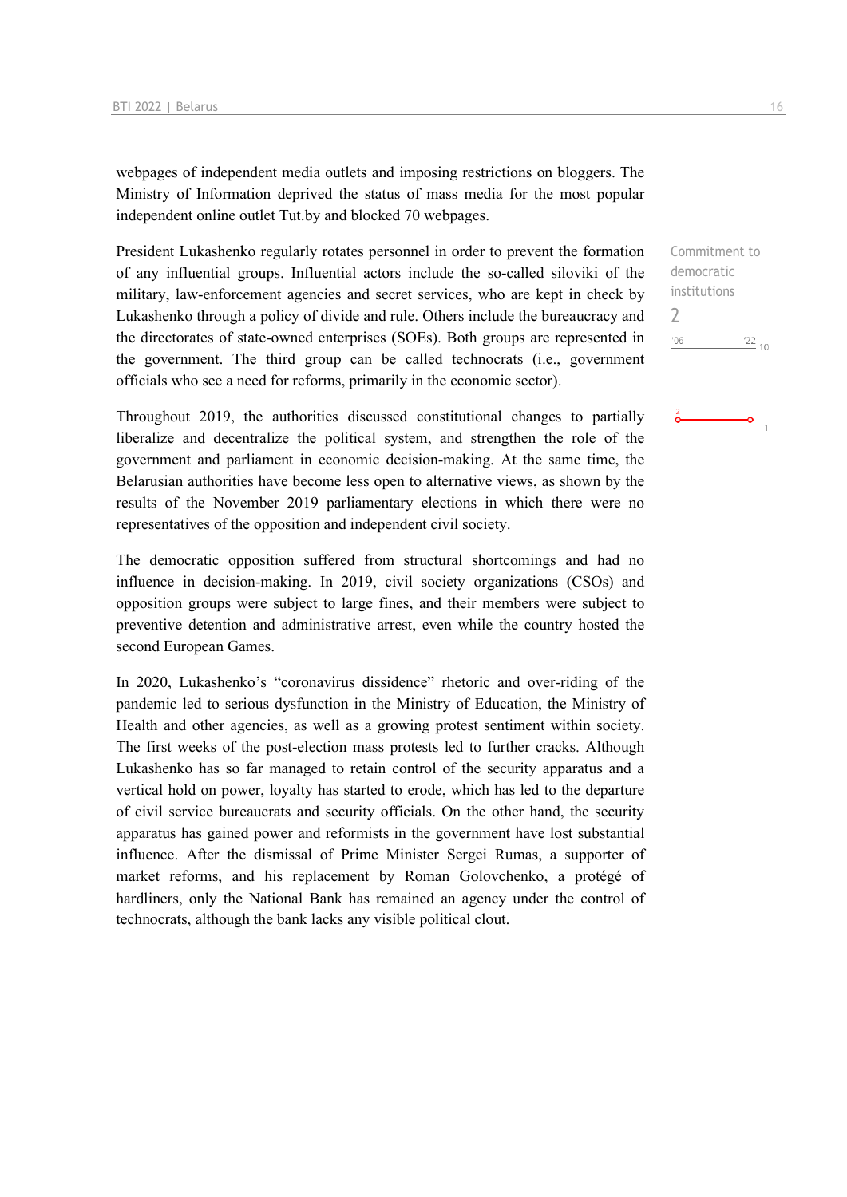webpages of independent media outlets and imposing restrictions on bloggers. The Ministry of Information deprived the status of mass media for the most popular independent online outlet Tut.by and blocked 70 webpages.

Commitment to democratic institutions
2

President Lukashenko regularly rotates personnel in order to prevent the formation of any influential groups. Influential actors include the so-called siloviki of the military, law-enforcement agencies and secret services, who are kept in check by Lukashenko through a policy of divide and rule. Others include the bureaucracy and the directorates of state-owned enterprises (SOEs). Both groups are represented in the government. The third group can be called technocrats (i.e., government officials who see a need for reforms, primarily in the economic sector).

Throughout 2019, the authorities discussed constitutional changes to partially liberalize and decentralize the political system, and strengthen the role of the government and parliament in economic decision-making. At the same time, the Belarusian authorities have become less open to alternative views, as shown by the results of the November 2019 parliamentary elections in which there were no representatives of the opposition and independent civil society.

The democratic opposition suffered from structural shortcomings and had no influence in decision-making. In 2019, civil society organizations (CSOs) and opposition groups were subject to large fines, and their members were subject to preventive detention and administrative arrest, even while the country hosted the second European Games.

In 2020, Lukashenko's "coronavirus dissidence" rhetoric and over-riding of the pandemic led to serious dysfunction in the Ministry of Education, the Ministry of Health and other agencies, as well as a growing protest sentiment within society. The first weeks of the post-election mass protests led to further cracks. Although Lukashenko has so far managed to retain control of the security apparatus and a vertical hold on power, loyalty has started to erode, which has led to the departure of civil service bureaucrats and security officials. On the other hand, the security apparatus has gained power and reformists in the government have lost substantial influence. After the dismissal of Prime Minister Sergei Rumas, a supporter of market reforms, and his replacement by Roman Golovchenko, a protégé of hardliners, only the National Bank has remained an agency under the control of technocrats, although the bank lacks any visible political clout.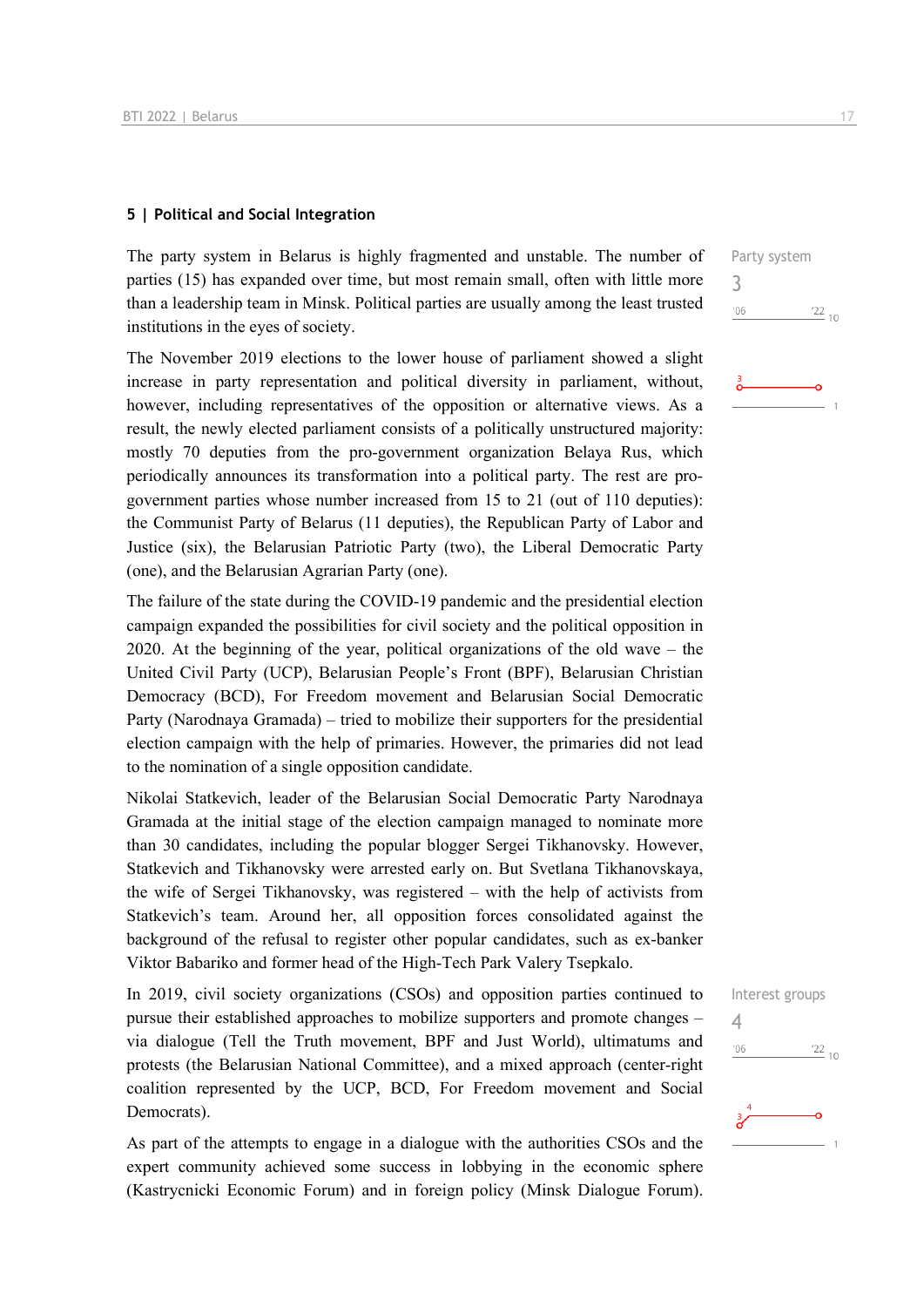## 5 | Political and Social Integration

Party system
3

The party system in Belarus is highly fragmented and unstable. The number of parties (15) has expanded over time, but most remain small, often with little more than a leadership team in Minsk. Political parties are usually among the least trusted institutions in the eyes of society.

The November 2019 elections to the lower house of parliament showed a slight increase in party representation and political diversity in parliament, without, however, including representatives of the opposition or alternative views. As a result, the newly elected parliament consists of a politically unstructured majority: mostly 70 deputies from the pro-government organization Belaya Rus, which periodically announces its transformation into a political party. The rest are pro-government parties whose number increased from 15 to 21 (out of 110 deputies): the Communist Party of Belarus (11 deputies), the Republican Party of Labor and Justice (six), the Belarusian Patriotic Party (two), the Liberal Democratic Party (one), and the Belarusian Agrarian Party (one).

The failure of the state during the COVID-19 pandemic and the presidential election campaign expanded the possibilities for civil society and the political opposition in 2020. At the beginning of the year, political organizations of the old wave – the United Civil Party (UCP), Belarusian People's Front (BPF), Belarusian Christian Democracy (BCD), For Freedom movement and Belarusian Social Democratic Party (Narodnaya Gramada) – tried to mobilize their supporters for the presidential election campaign with the help of primaries. However, the primaries did not lead to the nomination of a single opposition candidate.

Nikolai Statkevich, leader of the Belarusian Social Democratic Party Narodnaya Gramada at the initial stage of the election campaign managed to nominate more than 30 candidates, including the popular blogger Sergei Tikhanovsky. However, Statkevich and Tikhanovsky were arrested early on. But Svetlana Tikhanovskaya, the wife of Sergei Tikhanovsky, was registered – with the help of activists from Statkevich's team. Around her, all opposition forces consolidated against the background of the refusal to register other popular candidates, such as ex-banker Viktor Babariko and former head of the High-Tech Park Valery Tsepkalo.

Interest groups
4

In 2019, civil society organizations (CSOs) and opposition parties continued to pursue their established approaches to mobilize supporters and promote changes – via dialogue (Tell the Truth movement, BPF and Just World), ultimatums and protests (the Belarusian National Committee), and a mixed approach (center-right coalition represented by the UCP, BCD, For Freedom movement and Social Democrats).

As part of the attempts to engage in a dialogue with the authorities CSOs and the expert community achieved some success in lobbying in the economic sphere (Kastrycnicki Economic Forum) and in foreign policy (Minsk Dialogue Forum).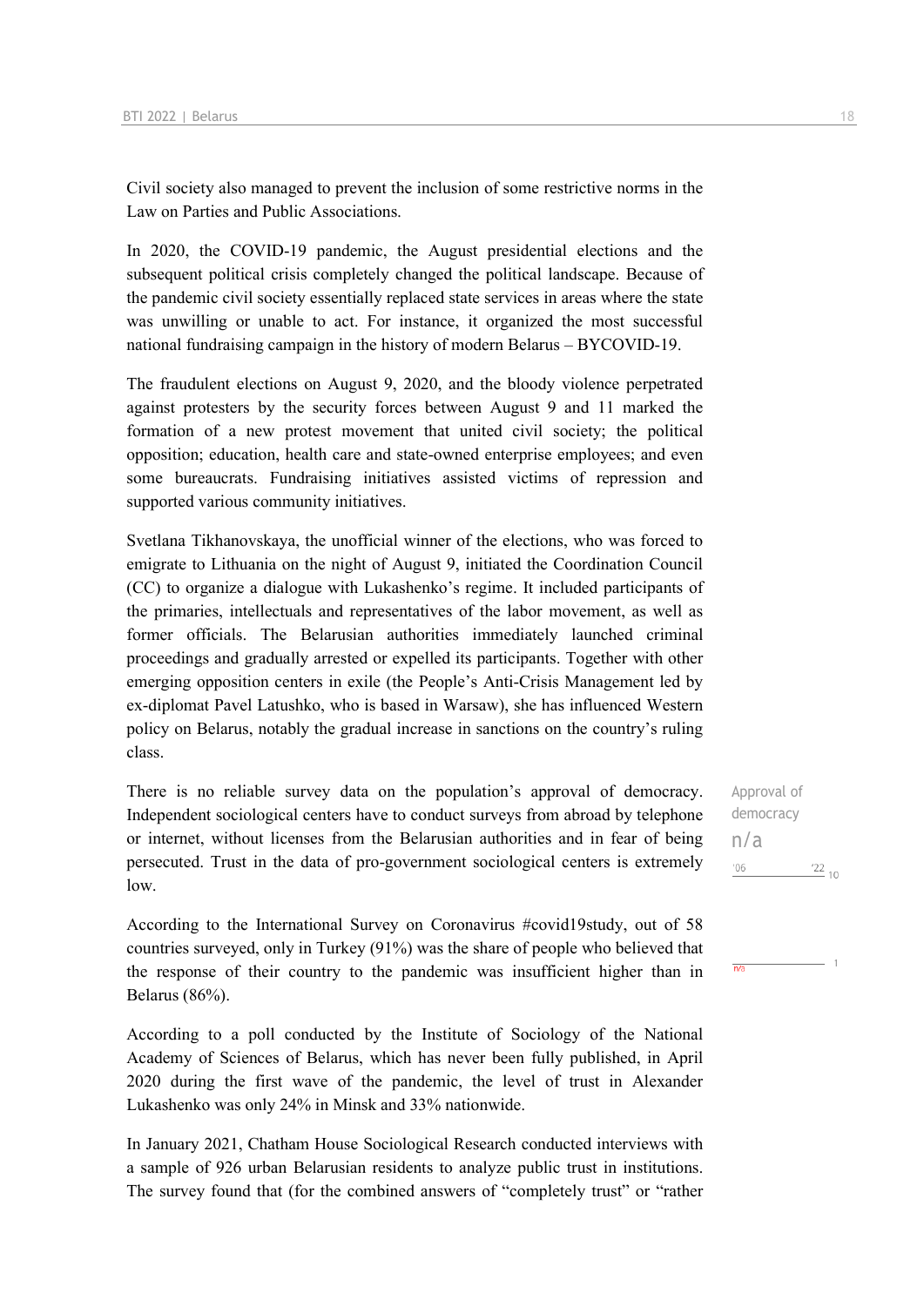Civil society also managed to prevent the inclusion of some restrictive norms in the Law on Parties and Public Associations.

In 2020, the COVID-19 pandemic, the August presidential elections and the subsequent political crisis completely changed the political landscape. Because of the pandemic civil society essentially replaced state services in areas where the state was unwilling or unable to act. For instance, it organized the most successful national fundraising campaign in the history of modern Belarus – BYCOVID-19.

The fraudulent elections on August 9, 2020, and the bloody violence perpetrated against protesters by the security forces between August 9 and 11 marked the formation of a new protest movement that united civil society; the political opposition; education, health care and state-owned enterprise employees; and even some bureaucrats. Fundraising initiatives assisted victims of repression and supported various community initiatives.

Svetlana Tikhanovskaya, the unofficial winner of the elections, who was forced to emigrate to Lithuania on the night of August 9, initiated the Coordination Council (CC) to organize a dialogue with Lukashenko's regime. It included participants of the primaries, intellectuals and representatives of the labor movement, as well as former officials. The Belarusian authorities immediately launched criminal proceedings and gradually arrested or expelled its participants. Together with other emerging opposition centers in exile (the People's Anti-Crisis Management led by ex-diplomat Pavel Latushko, who is based in Warsaw), she has influenced Western policy on Belarus, notably the gradual increase in sanctions on the country's ruling class.

Approval of democracy
n/a

There is no reliable survey data on the population's approval of democracy. Independent sociological centers have to conduct surveys from abroad by telephone or internet, without licenses from the Belarusian authorities and in fear of being persecuted. Trust in the data of pro-government sociological centers is extremely low.

According to the International Survey on Coronavirus #covid19study, out of 58 countries surveyed, only in Turkey (91%) was the share of people who believed that the response of their country to the pandemic was insufficient higher than in Belarus (86%).

According to a poll conducted by the Institute of Sociology of the National Academy of Sciences of Belarus, which has never been fully published, in April 2020 during the first wave of the pandemic, the level of trust in Alexander Lukashenko was only 24% in Minsk and 33% nationwide.

In January 2021, Chatham House Sociological Research conducted interviews with a sample of 926 urban Belarusian residents to analyze public trust in institutions. The survey found that (for the combined answers of "completely trust" or "rather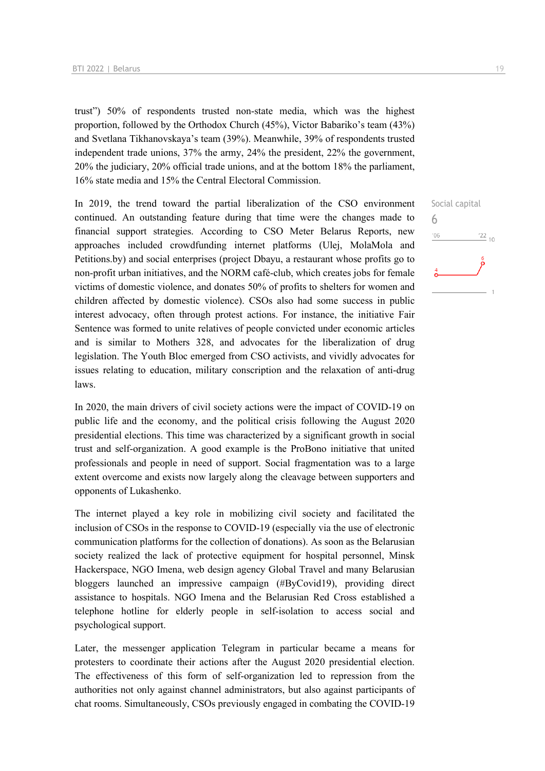trust”) 50% of respondents trusted non-state media, which was the highest proportion, followed by the Orthodox Church (45%), Victor Babariko’s team (43%) and Svetlana Tikhanovskaya’s team (39%). Meanwhile, 39% of respondents trusted independent trade unions, 37% the army, 24% the president, 22% the government, 20% the judiciary, 20% official trade unions, and at the bottom 18% the parliament, 16% state media and 15% the Central Electoral Commission.

Social capital
6

In 2019, the trend toward the partial liberalization of the CSO environment continued. An outstanding feature during that time were the changes made to financial support strategies. According to CSO Meter Belarus Reports, new approaches included crowdfunding internet platforms (Ulej, MolaMola and Petitions.by) and social enterprises (project Dbayu, a restaurant whose profits go to non-profit urban initiatives, and the NORM café-club, which creates jobs for female victims of domestic violence, and donates 50% of profits to shelters for women and children affected by domestic violence). CSOs also had some success in public interest advocacy, often through protest actions. For instance, the initiative Fair Sentence was formed to unite relatives of people convicted under economic articles and is similar to Mothers 328, and advocates for the liberalization of drug legislation. The Youth Bloc emerged from CSO activists, and vividly advocates for issues relating to education, military conscription and the relaxation of anti-drug laws.

In 2020, the main drivers of civil society actions were the impact of COVID-19 on public life and the economy, and the political crisis following the August 2020 presidential elections. This time was characterized by a significant growth in social trust and self-organization. A good example is the ProBono initiative that united professionals and people in need of support. Social fragmentation was to a large extent overcome and exists now largely along the cleavage between supporters and opponents of Lukashenko.

The internet played a key role in mobilizing civil society and facilitated the inclusion of CSOs in the response to COVID-19 (especially via the use of electronic communication platforms for the collection of donations). As soon as the Belarusian society realized the lack of protective equipment for hospital personnel, Minsk Hackerspace, NGO Imena, web design agency Global Travel and many Belarusian bloggers launched an impressive campaign (#ByCovid19), providing direct assistance to hospitals. NGO Imena and the Belarusian Red Cross established a telephone hotline for elderly people in self-isolation to access social and psychological support.

Later, the messenger application Telegram in particular became a means for protesters to coordinate their actions after the August 2020 presidential election. The effectiveness of this form of self-organization led to repression from the authorities not only against channel administrators, but also against participants of chat rooms. Simultaneously, CSOs previously engaged in combating the COVID-19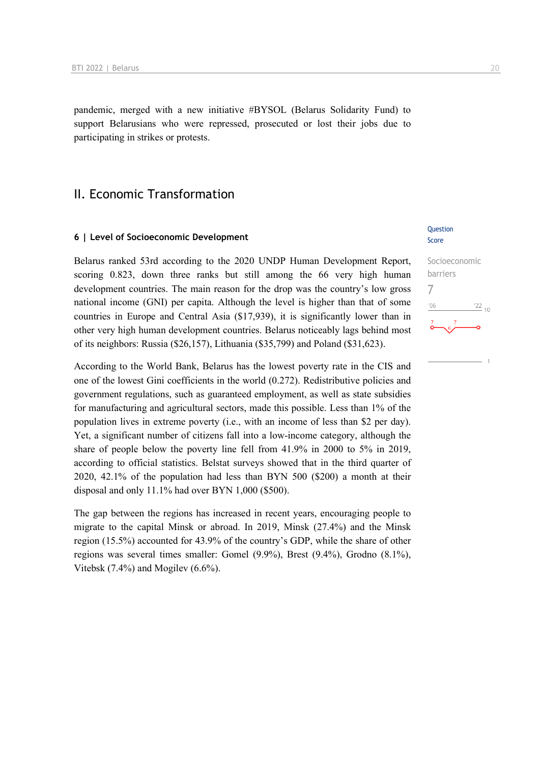pandemic, merged with a new initiative #BYSOL (Belarus Solidarity Fund) to support Belarusians who were repressed, prosecuted or lost their jobs due to participating in strikes or protests.

## II. Economic Transformation

### 6 | Level of Socioeconomic Development

Question Score

Socioeconomic barriers

7

Belarus ranked 53rd according to the 2020 UNDP Human Development Report, scoring 0.823, down three ranks but still among the 66 very high human development countries. The main reason for the drop was the country's low gross national income (GNI) per capita. Although the level is higher than that of some countries in Europe and Central Asia ($17,939), it is significantly lower than in other very high human development countries. Belarus noticeably lags behind most of its neighbors: Russia ($26,157), Lithuania ($35,799) and Poland ($31,623).

According to the World Bank, Belarus has the lowest poverty rate in the CIS and one of the lowest Gini coefficients in the world (0.272). Redistributive policies and government regulations, such as guaranteed employment, as well as state subsidies for manufacturing and agricultural sectors, made this possible. Less than 1% of the population lives in extreme poverty (i.e., with an income of less than $2 per day). Yet, a significant number of citizens fall into a low-income category, although the share of people below the poverty line fell from 41.9% in 2000 to 5% in 2019, according to official statistics. Belstat surveys showed that in the third quarter of 2020, 42.1% of the population had less than BYN 500 ($200) a month at their disposal and only 11.1% had over BYN 1,000 ($500).

The gap between the regions has increased in recent years, encouraging people to migrate to the capital Minsk or abroad. In 2019, Minsk (27.4%) and the Minsk region (15.5%) accounted for 43.9% of the country's GDP, while the share of other regions was several times smaller: Gomel (9.9%), Brest (9.4%), Grodno (8.1%), Vitebsk (7.4%) and Mogilev (6.6%).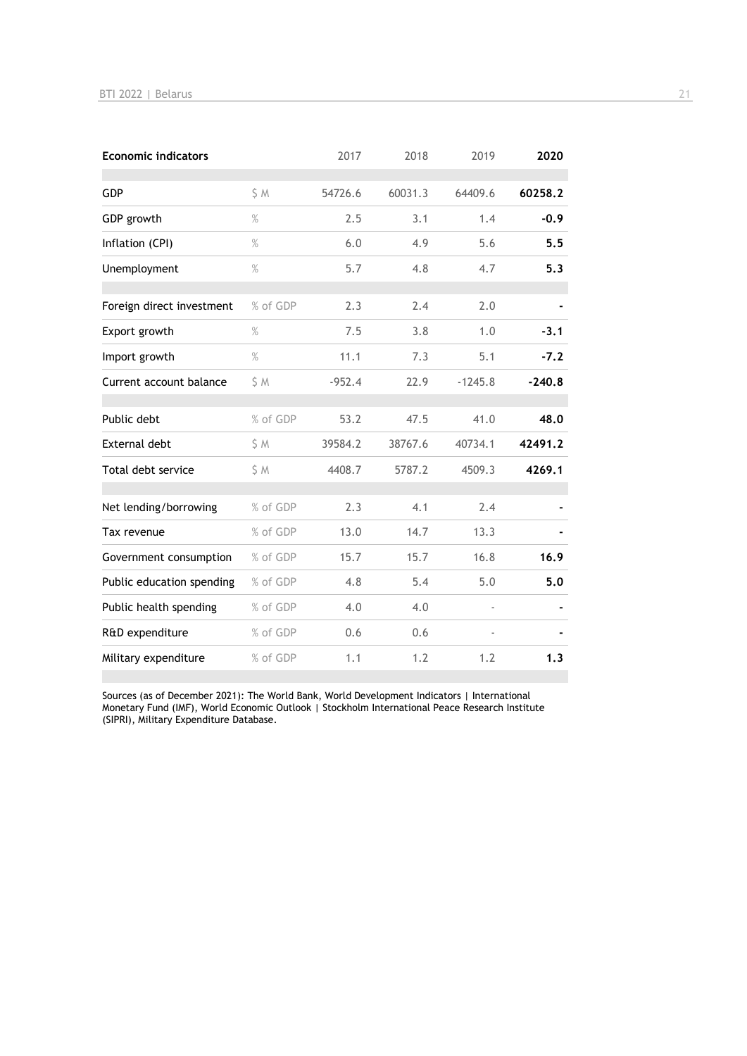| Economic indicators | | 2017 | 2018 | 2019 | 2020 |
|---|---|---|---|---|---|
| GDP | $ M | 54726.6 | 60031.3 | 64409.6 | **60258.2** |
| GDP growth | % | 2.5 | 3.1 | 1.4 | **-0.9** |
| Inflation (CPI) | % | 6.0 | 4.9 | 5.6 | **5.5** |
| Unemployment | % | 5.7 | 4.8 | 4.7 | **5.3** |
| Foreign direct investment | % of GDP | 2.3 | 2.4 | 2.0 | **-** |
| Export growth | % | 7.5 | 3.8 | 1.0 | **-3.1** |
| Import growth | % | 11.1 | 7.3 | 5.1 | **-7.2** |
| Current account balance | $ M | -952.4 | 22.9 | -1245.8 | **-240.8** |
| Public debt | % of GDP | 53.2 | 47.5 | 41.0 | **48.0** |
| External debt | $ M | 39584.2 | 38767.6 | 40734.1 | **42491.2** |
| Total debt service | $ M | 4408.7 | 5787.2 | 4509.3 | **4269.1** |
| Net lending/borrowing | % of GDP | 2.3 | 4.1 | 2.4 | **-** |
| Tax revenue | % of GDP | 13.0 | 14.7 | 13.3 | **-** |
| Government consumption | % of GDP | 15.7 | 15.7 | 16.8 | **16.9** |
| Public education spending | % of GDP | 4.8 | 5.4 | 5.0 | **5.0** |
| Public health spending | % of GDP | 4.0 | 4.0 | - | **-** |
| R&D expenditure | % of GDP | 0.6 | 0.6 | - | **-** |
| Military expenditure | % of GDP | 1.1 | 1.2 | 1.2 | **1.3** |

Sources (as of December 2021): The World Bank, World Development Indicators | International Monetary Fund (IMF), World Economic Outlook | Stockholm International Peace Research Institute (SIPRI), Military Expenditure Database.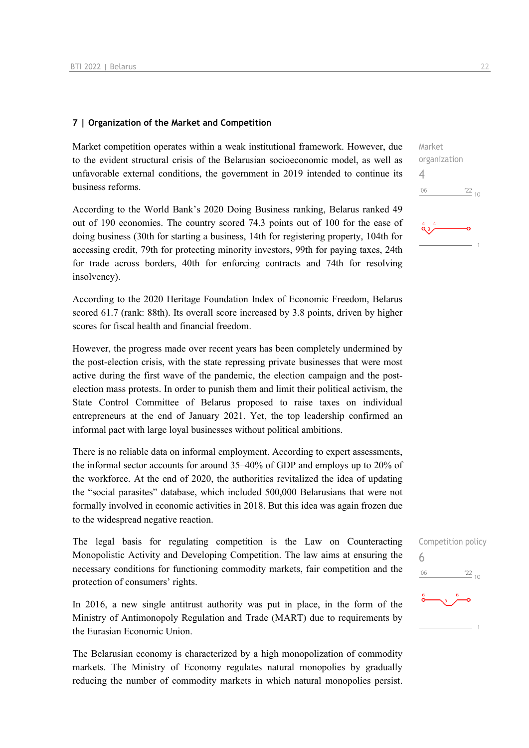### 7 | Organization of the Market and Competition

Market organization
4

Market competition operates within a weak institutional framework. However, due to the evident structural crisis of the Belarusian socioeconomic model, as well as unfavorable external conditions, the government in 2019 intended to continue its business reforms.

According to the World Bank's 2020 Doing Business ranking, Belarus ranked 49 out of 190 economies. The country scored 74.3 points out of 100 for the ease of doing business (30th for starting a business, 14th for registering property, 104th for accessing credit, 79th for protecting minority investors, 99th for paying taxes, 24th for trade across borders, 40th for enforcing contracts and 74th for resolving insolvency).

According to the 2020 Heritage Foundation Index of Economic Freedom, Belarus scored 61.7 (rank: 88th). Its overall score increased by 3.8 points, driven by higher scores for fiscal health and financial freedom.

However, the progress made over recent years has been completely undermined by the post-election crisis, with the state repressing private businesses that were most active during the first wave of the pandemic, the election campaign and the post-election mass protests. In order to punish them and limit their political activism, the State Control Committee of Belarus proposed to raise taxes on individual entrepreneurs at the end of January 2021. Yet, the top leadership confirmed an informal pact with large loyal businesses without political ambitions.

There is no reliable data on informal employment. According to expert assessments, the informal sector accounts for around 35–40% of GDP and employs up to 20% of the workforce. At the end of 2020, the authorities revitalized the idea of updating the "social parasites" database, which included 500,000 Belarusians that were not formally involved in economic activities in 2018. But this idea was again frozen due to the widespread negative reaction.

Competition policy
6

The legal basis for regulating competition is the Law on Counteracting Monopolistic Activity and Developing Competition. The law aims at ensuring the necessary conditions for functioning commodity markets, fair competition and the protection of consumers' rights.

In 2016, a new single antitrust authority was put in place, in the form of the Ministry of Antimonopoly Regulation and Trade (MART) due to requirements by the Eurasian Economic Union.

The Belarusian economy is characterized by a high monopolization of commodity markets. The Ministry of Economy regulates natural monopolies by gradually reducing the number of commodity markets in which natural monopolies persist.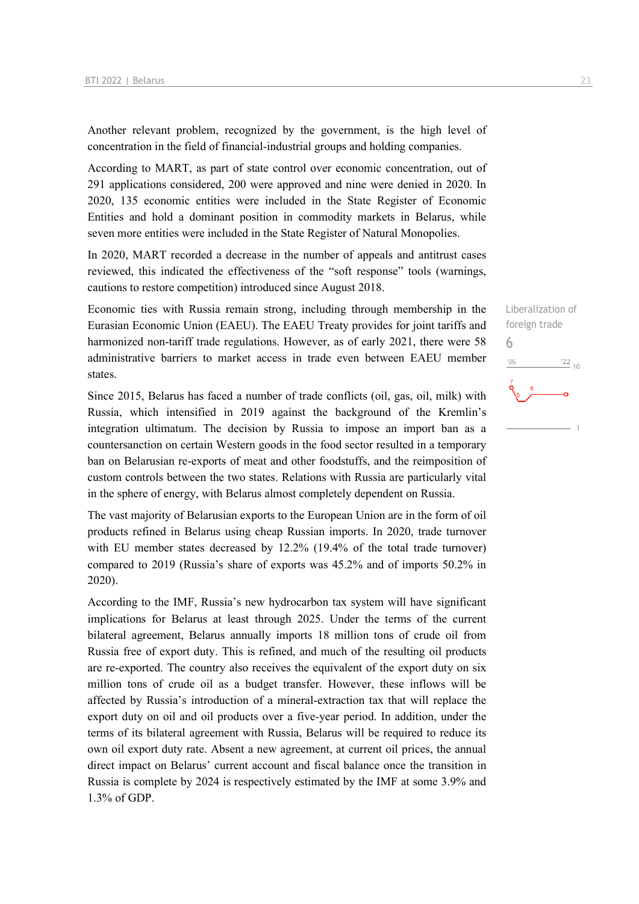Another relevant problem, recognized by the government, is the high level of concentration in the field of financial-industrial groups and holding companies.

According to MART, as part of state control over economic concentration, out of 291 applications considered, 200 were approved and nine were denied in 2020. In 2020, 135 economic entities were included in the State Register of Economic Entities and hold a dominant position in commodity markets in Belarus, while seven more entities were included in the State Register of Natural Monopolies.

In 2020, MART recorded a decrease in the number of appeals and antitrust cases reviewed, this indicated the effectiveness of the "soft response" tools (warnings, cautions to restore competition) introduced since August 2018.

Liberalization of foreign trade

6

Economic ties with Russia remain strong, including through membership in the Eurasian Economic Union (EAEU). The EAEU Treaty provides for joint tariffs and harmonized non-tariff trade regulations. However, as of early 2021, there were 58 administrative barriers to market access in trade even between EAEU member states.

Since 2015, Belarus has faced a number of trade conflicts (oil, gas, oil, milk) with Russia, which intensified in 2019 against the background of the Kremlin's integration ultimatum. The decision by Russia to impose an import ban as a countersanction on certain Western goods in the food sector resulted in a temporary ban on Belarusian re-exports of meat and other foodstuffs, and the reimposition of custom controls between the two states. Relations with Russia are particularly vital in the sphere of energy, with Belarus almost completely dependent on Russia.

The vast majority of Belarusian exports to the European Union are in the form of oil products refined in Belarus using cheap Russian imports. In 2020, trade turnover with EU member states decreased by 12.2% (19.4% of the total trade turnover) compared to 2019 (Russia's share of exports was 45.2% and of imports 50.2% in 2020).

According to the IMF, Russia's new hydrocarbon tax system will have significant implications for Belarus at least through 2025. Under the terms of the current bilateral agreement, Belarus annually imports 18 million tons of crude oil from Russia free of export duty. This is refined, and much of the resulting oil products are re-exported. The country also receives the equivalent of the export duty on six million tons of crude oil as a budget transfer. However, these inflows will be affected by Russia's introduction of a mineral-extraction tax that will replace the export duty on oil and oil products over a five-year period. In addition, under the terms of its bilateral agreement with Russia, Belarus will be required to reduce its own oil export duty rate. Absent a new agreement, at current oil prices, the annual direct impact on Belarus' current account and fiscal balance once the transition in Russia is complete by 2024 is respectively estimated by the IMF at some 3.9% and 1.3% of GDP.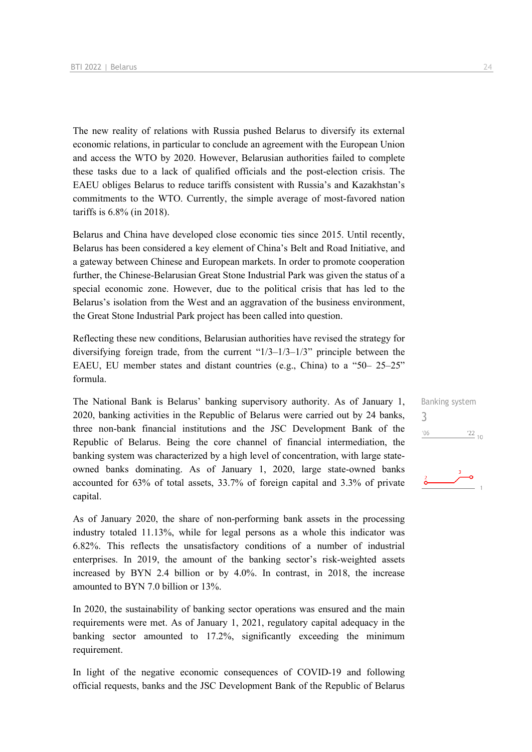The new reality of relations with Russia pushed Belarus to diversify its external economic relations, in particular to conclude an agreement with the European Union and access the WTO by 2020. However, Belarusian authorities failed to complete these tasks due to a lack of qualified officials and the post-election crisis. The EAEU obliges Belarus to reduce tariffs consistent with Russia's and Kazakhstan's commitments to the WTO. Currently, the simple average of most-favored nation tariffs is 6.8% (in 2018).

Belarus and China have developed close economic ties since 2015. Until recently, Belarus has been considered a key element of China's Belt and Road Initiative, and a gateway between Chinese and European markets. In order to promote cooperation further, the Chinese-Belarusian Great Stone Industrial Park was given the status of a special economic zone. However, due to the political crisis that has led to the Belarus's isolation from the West and an aggravation of the business environment, the Great Stone Industrial Park project has been called into question.

Reflecting these new conditions, Belarusian authorities have revised the strategy for diversifying foreign trade, from the current "1/3–1/3–1/3" principle between the EAEU, EU member states and distant countries (e.g., China) to a "50– 25–25" formula.

Banking system
3

The National Bank is Belarus' banking supervisory authority. As of January 1, 2020, banking activities in the Republic of Belarus were carried out by 24 banks, three non-bank financial institutions and the JSC Development Bank of the Republic of Belarus. Being the core channel of financial intermediation, the banking system was characterized by a high level of concentration, with large state-owned banks dominating. As of January 1, 2020, large state-owned banks accounted for 63% of total assets, 33.7% of foreign capital and 3.3% of private capital.

As of January 2020, the share of non-performing bank assets in the processing industry totaled 11.13%, while for legal persons as a whole this indicator was 6.82%. This reflects the unsatisfactory conditions of a number of industrial enterprises. In 2019, the amount of the banking sector's risk-weighted assets increased by BYN 2.4 billion or by 4.0%. In contrast, in 2018, the increase amounted to BYN 7.0 billion or 13%.

In 2020, the sustainability of banking sector operations was ensured and the main requirements were met. As of January 1, 2021, regulatory capital adequacy in the banking sector amounted to 17.2%, significantly exceeding the minimum requirement.

In light of the negative economic consequences of COVID-19 and following official requests, banks and the JSC Development Bank of the Republic of Belarus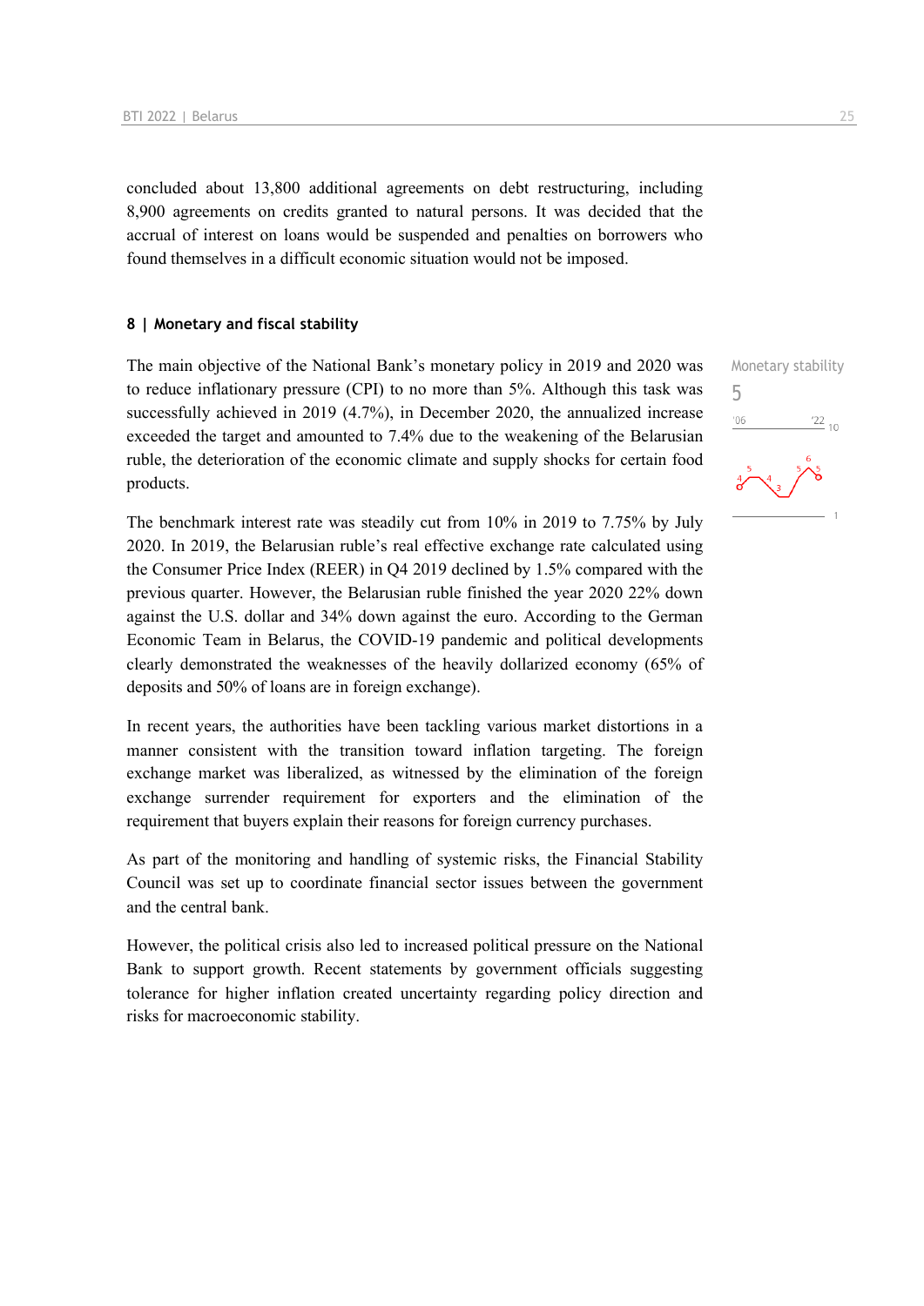concluded about 13,800 additional agreements on debt restructuring, including 8,900 agreements on credits granted to natural persons. It was decided that the accrual of interest on loans would be suspended and penalties on borrowers who found themselves in a difficult economic situation would not be imposed.

## 8 | Monetary and fiscal stability

Monetary stability
5

The main objective of the National Bank's monetary policy in 2019 and 2020 was to reduce inflationary pressure (CPI) to no more than 5%. Although this task was successfully achieved in 2019 (4.7%), in December 2020, the annualized increase exceeded the target and amounted to 7.4% due to the weakening of the Belarusian ruble, the deterioration of the economic climate and supply shocks for certain food products.

The benchmark interest rate was steadily cut from 10% in 2019 to 7.75% by July 2020. In 2019, the Belarusian ruble's real effective exchange rate calculated using the Consumer Price Index (REER) in Q4 2019 declined by 1.5% compared with the previous quarter. However, the Belarusian ruble finished the year 2020 22% down against the U.S. dollar and 34% down against the euro. According to the German Economic Team in Belarus, the COVID-19 pandemic and political developments clearly demonstrated the weaknesses of the heavily dollarized economy (65% of deposits and 50% of loans are in foreign exchange).

In recent years, the authorities have been tackling various market distortions in a manner consistent with the transition toward inflation targeting. The foreign exchange market was liberalized, as witnessed by the elimination of the foreign exchange surrender requirement for exporters and the elimination of the requirement that buyers explain their reasons for foreign currency purchases.

As part of the monitoring and handling of systemic risks, the Financial Stability Council was set up to coordinate financial sector issues between the government and the central bank.

However, the political crisis also led to increased political pressure on the National Bank to support growth. Recent statements by government officials suggesting tolerance for higher inflation created uncertainty regarding policy direction and risks for macroeconomic stability.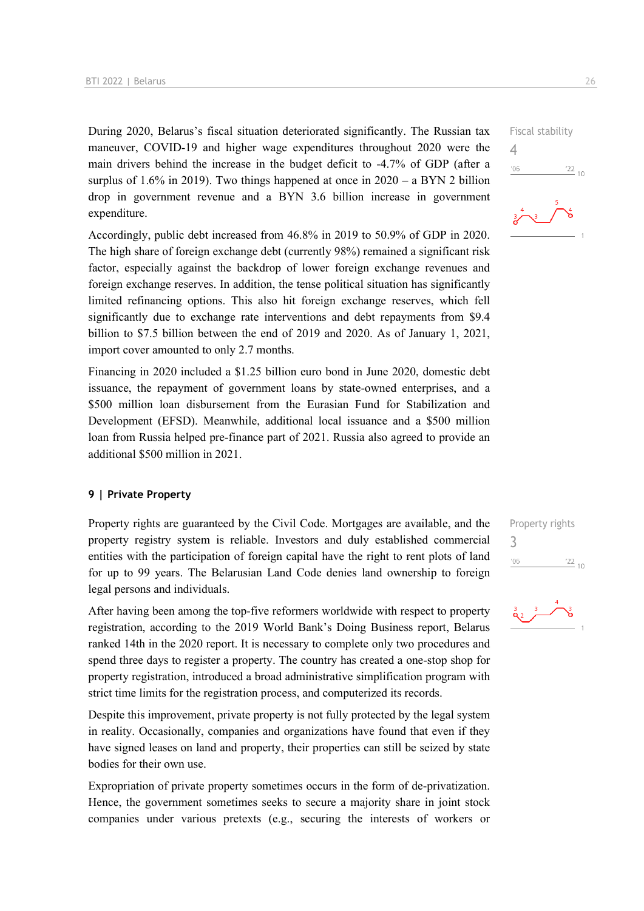During 2020, Belarus's fiscal situation deteriorated significantly. The Russian tax maneuver, COVID-19 and higher wage expenditures throughout 2020 were the main drivers behind the increase in the budget deficit to -4.7% of GDP (after a surplus of 1.6% in 2019). Two things happened at once in 2020 – a BYN 2 billion drop in government revenue and a BYN 3.6 billion increase in government expenditure.

Fiscal stability
4

Accordingly, public debt increased from 46.8% in 2019 to 50.9% of GDP in 2020. The high share of foreign exchange debt (currently 98%) remained a significant risk factor, especially against the backdrop of lower foreign exchange revenues and foreign exchange reserves. In addition, the tense political situation has significantly limited refinancing options. This also hit foreign exchange reserves, which fell significantly due to exchange rate interventions and debt repayments from $9.4 billion to $7.5 billion between the end of 2019 and 2020. As of January 1, 2021, import cover amounted to only 2.7 months.

Financing in 2020 included a $1.25 billion euro bond in June 2020, domestic debt issuance, the repayment of government loans by state-owned enterprises, and a $500 million loan disbursement from the Eurasian Fund for Stabilization and Development (EFSD). Meanwhile, additional local issuance and a $500 million loan from Russia helped pre-finance part of 2021. Russia also agreed to provide an additional $500 million in 2021.

## 9 | Private Property

Property rights are guaranteed by the Civil Code. Mortgages are available, and the property registry system is reliable. Investors and duly established commercial entities with the participation of foreign capital have the right to rent plots of land for up to 99 years. The Belarusian Land Code denies land ownership to foreign legal persons and individuals.

Property rights
3

After having been among the top-five reformers worldwide with respect to property registration, according to the 2019 World Bank's Doing Business report, Belarus ranked 14th in the 2020 report. It is necessary to complete only two procedures and spend three days to register a property. The country has created a one-stop shop for property registration, introduced a broad administrative simplification program with strict time limits for the registration process, and computerized its records.

Despite this improvement, private property is not fully protected by the legal system in reality. Occasionally, companies and organizations have found that even if they have signed leases on land and property, their properties can still be seized by state bodies for their own use.

Expropriation of private property sometimes occurs in the form of de-privatization. Hence, the government sometimes seeks to secure a majority share in joint stock companies under various pretexts (e.g., securing the interests of workers or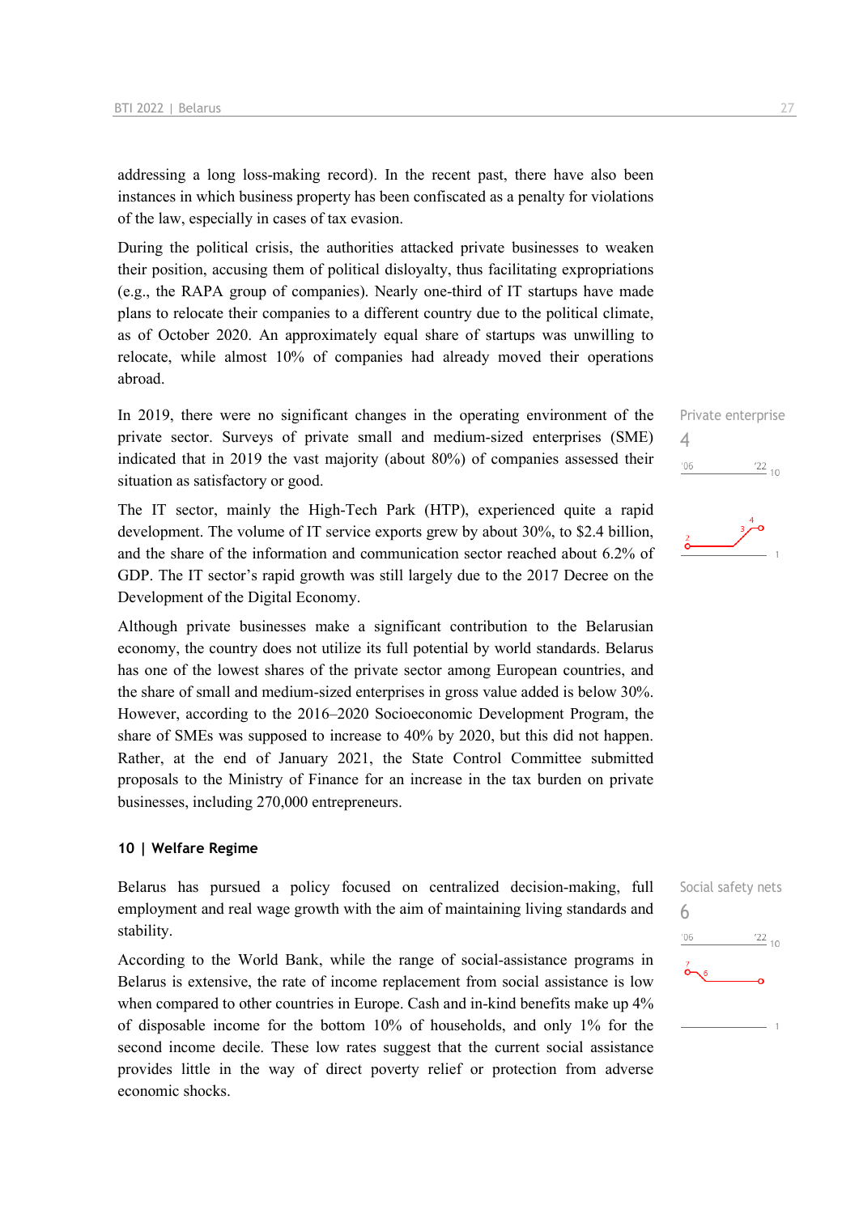addressing a long loss-making record). In the recent past, there have also been instances in which business property has been confiscated as a penalty for violations of the law, especially in cases of tax evasion.

During the political crisis, the authorities attacked private businesses to weaken their position, accusing them of political disloyalty, thus facilitating expropriations (e.g., the RAPA group of companies). Nearly one-third of IT startups have made plans to relocate their companies to a different country due to the political climate, as of October 2020. An approximately equal share of startups was unwilling to relocate, while almost 10% of companies had already moved their operations abroad.

In 2019, there were no significant changes in the operating environment of the private sector. Surveys of private small and medium-sized enterprises (SME) indicated that in 2019 the vast majority (about 80%) of companies assessed their situation as satisfactory or good.

Private enterprise
4

The IT sector, mainly the High-Tech Park (HTP), experienced quite a rapid development. The volume of IT service exports grew by about 30%, to $2.4 billion, and the share of the information and communication sector reached about 6.2% of GDP. The IT sector's rapid growth was still largely due to the 2017 Decree on the Development of the Digital Economy.

Although private businesses make a significant contribution to the Belarusian economy, the country does not utilize its full potential by world standards. Belarus has one of the lowest shares of the private sector among European countries, and the share of small and medium-sized enterprises in gross value added is below 30%. However, according to the 2016–2020 Socioeconomic Development Program, the share of SMEs was supposed to increase to 40% by 2020, but this did not happen. Rather, at the end of January 2021, the State Control Committee submitted proposals to the Ministry of Finance for an increase in the tax burden on private businesses, including 270,000 entrepreneurs.

## 10 | Welfare Regime

Belarus has pursued a policy focused on centralized decision-making, full employment and real wage growth with the aim of maintaining living standards and stability.

Social safety nets
6

According to the World Bank, while the range of social-assistance programs in Belarus is extensive, the rate of income replacement from social assistance is low when compared to other countries in Europe. Cash and in-kind benefits make up 4% of disposable income for the bottom 10% of households, and only 1% for the second income decile. These low rates suggest that the current social assistance provides little in the way of direct poverty relief or protection from adverse economic shocks.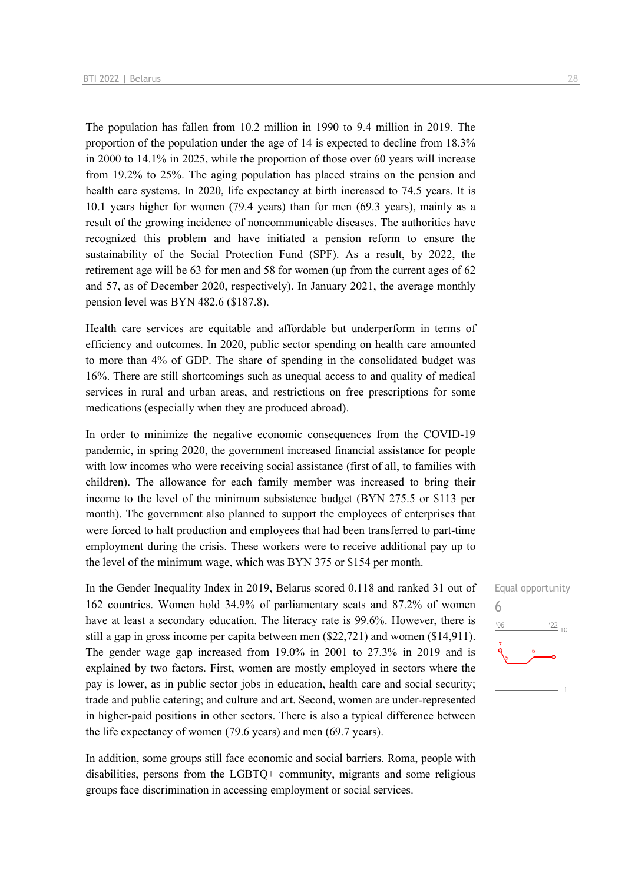The population has fallen from 10.2 million in 1990 to 9.4 million in 2019. The proportion of the population under the age of 14 is expected to decline from 18.3% in 2000 to 14.1% in 2025, while the proportion of those over 60 years will increase from 19.2% to 25%. The aging population has placed strains on the pension and health care systems. In 2020, life expectancy at birth increased to 74.5 years. It is 10.1 years higher for women (79.4 years) than for men (69.3 years), mainly as a result of the growing incidence of noncommunicable diseases. The authorities have recognized this problem and have initiated a pension reform to ensure the sustainability of the Social Protection Fund (SPF). As a result, by 2022, the retirement age will be 63 for men and 58 for women (up from the current ages of 62 and 57, as of December 2020, respectively). In January 2021, the average monthly pension level was BYN 482.6 ($187.8).

Health care services are equitable and affordable but underperform in terms of efficiency and outcomes. In 2020, public sector spending on health care amounted to more than 4% of GDP. The share of spending in the consolidated budget was 16%. There are still shortcomings such as unequal access to and quality of medical services in rural and urban areas, and restrictions on free prescriptions for some medications (especially when they are produced abroad).

In order to minimize the negative economic consequences from the COVID-19 pandemic, in spring 2020, the government increased financial assistance for people with low incomes who were receiving social assistance (first of all, to families with children). The allowance for each family member was increased to bring their income to the level of the minimum subsistence budget (BYN 275.5 or $113 per month). The government also planned to support the employees of enterprises that were forced to halt production and employees that had been transferred to part-time employment during the crisis. These workers were to receive additional pay up to the level of the minimum wage, which was BYN 375 or $154 per month.

Equal opportunity
6

In the Gender Inequality Index in 2019, Belarus scored 0.118 and ranked 31 out of 162 countries. Women hold 34.9% of parliamentary seats and 87.2% of women have at least a secondary education. The literacy rate is 99.6%. However, there is still a gap in gross income per capita between men ($22,721) and women ($14,911). The gender wage gap increased from 19.0% in 2001 to 27.3% in 2019 and is explained by two factors. First, women are mostly employed in sectors where the pay is lower, as in public sector jobs in education, health care and social security; trade and public catering; and culture and art. Second, women are under-represented in higher-paid positions in other sectors. There is also a typical difference between the life expectancy of women (79.6 years) and men (69.7 years).

In addition, some groups still face economic and social barriers. Roma, people with disabilities, persons from the LGBTQ+ community, migrants and some religious groups face discrimination in accessing employment or social services.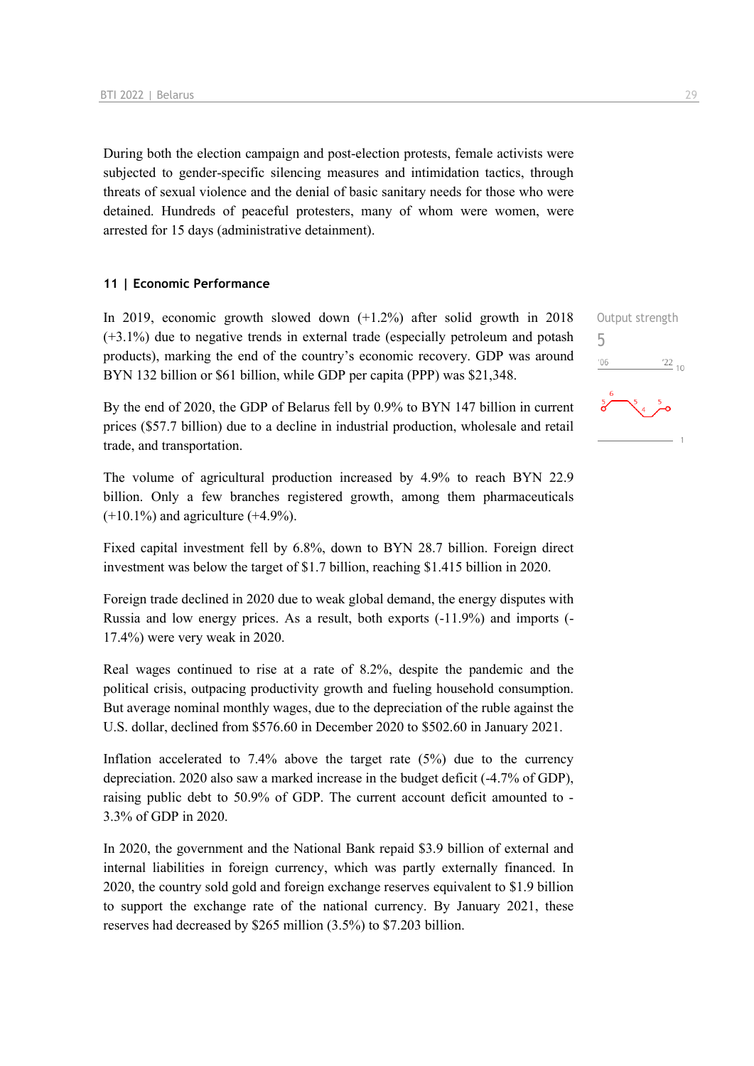During both the election campaign and post-election protests, female activists were subjected to gender-specific silencing measures and intimidation tactics, through threats of sexual violence and the denial of basic sanitary needs for those who were detained. Hundreds of peaceful protesters, many of whom were women, were arrested for 15 days (administrative detainment).

### 11 | Economic Performance

Output strength
5

In 2019, economic growth slowed down (+1.2%) after solid growth in 2018 (+3.1%) due to negative trends in external trade (especially petroleum and potash products), marking the end of the country's economic recovery. GDP was around BYN 132 billion or $61 billion, while GDP per capita (PPP) was $21,348.

By the end of 2020, the GDP of Belarus fell by 0.9% to BYN 147 billion in current prices ($57.7 billion) due to a decline in industrial production, wholesale and retail trade, and transportation.

The volume of agricultural production increased by 4.9% to reach BYN 22.9 billion. Only a few branches registered growth, among them pharmaceuticals (+10.1%) and agriculture (+4.9%).

Fixed capital investment fell by 6.8%, down to BYN 28.7 billion. Foreign direct investment was below the target of $1.7 billion, reaching $1.415 billion in 2020.

Foreign trade declined in 2020 due to weak global demand, the energy disputes with Russia and low energy prices. As a result, both exports (-11.9%) and imports (-17.4%) were very weak in 2020.

Real wages continued to rise at a rate of 8.2%, despite the pandemic and the political crisis, outpacing productivity growth and fueling household consumption. But average nominal monthly wages, due to the depreciation of the ruble against the U.S. dollar, declined from $576.60 in December 2020 to $502.60 in January 2021.

Inflation accelerated to 7.4% above the target rate (5%) due to the currency depreciation. 2020 also saw a marked increase in the budget deficit (-4.7% of GDP), raising public debt to 50.9% of GDP. The current account deficit amounted to -3.3% of GDP in 2020.

In 2020, the government and the National Bank repaid $3.9 billion of external and internal liabilities in foreign currency, which was partly externally financed. In 2020, the country sold gold and foreign exchange reserves equivalent to $1.9 billion to support the exchange rate of the national currency. By January 2021, these reserves had decreased by $265 million (3.5%) to $7.203 billion.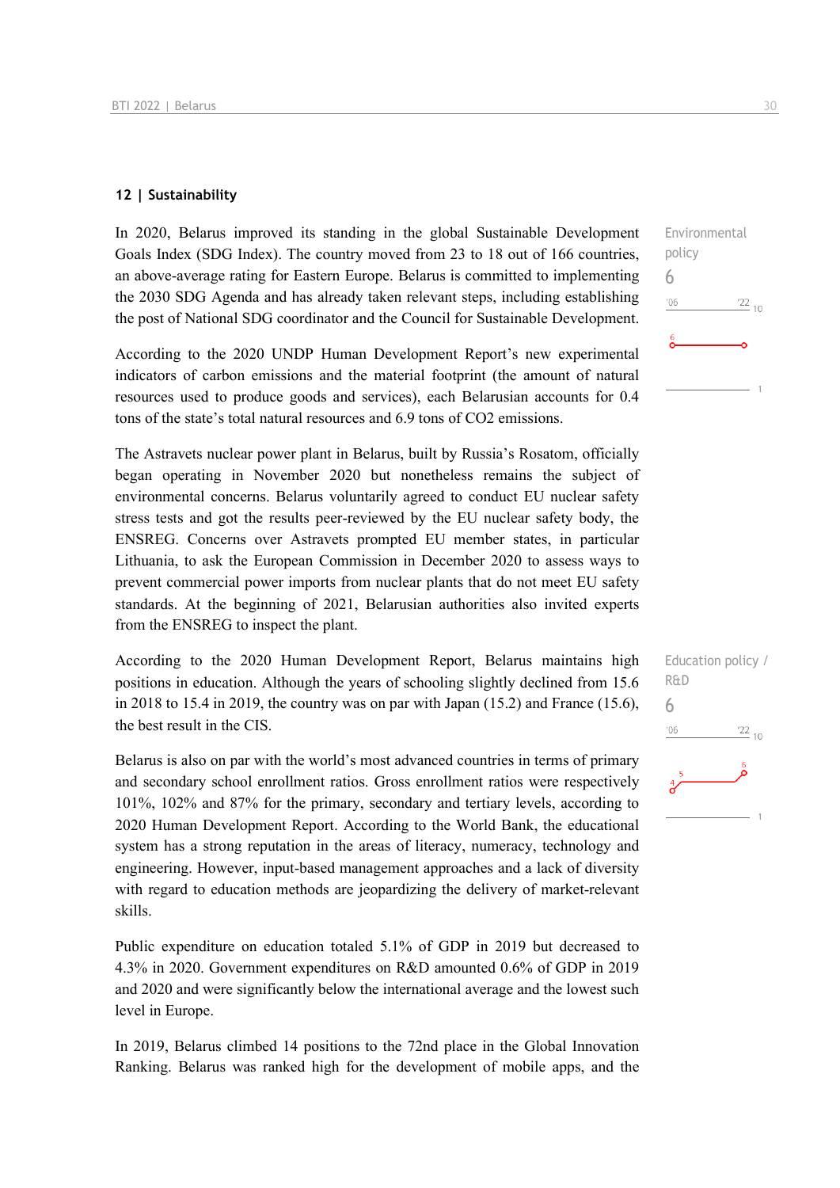## 12 | Sustainability

In 2020, Belarus improved its standing in the global Sustainable Development Goals Index (SDG Index). The country moved from 23 to 18 out of 166 countries, an above-average rating for Eastern Europe. Belarus is committed to implementing the 2030 SDG Agenda and has already taken relevant steps, including establishing the post of National SDG coordinator and the Council for Sustainable Development.

Environmental policy
6

According to the 2020 UNDP Human Development Report's new experimental indicators of carbon emissions and the material footprint (the amount of natural resources used to produce goods and services), each Belarusian accounts for 0.4 tons of the state's total natural resources and 6.9 tons of $CO_2$ emissions.

The Astravets nuclear power plant in Belarus, built by Russia's Rosatom, officially began operating in November 2020 but nonetheless remains the subject of environmental concerns. Belarus voluntarily agreed to conduct EU nuclear safety stress tests and got the results peer-reviewed by the EU nuclear safety body, the ENSREG. Concerns over Astravets prompted EU member states, in particular Lithuania, to ask the European Commission in December 2020 to assess ways to prevent commercial power imports from nuclear plants that do not meet EU safety standards. At the beginning of 2021, Belarusian authorities also invited experts from the ENSREG to inspect the plant.

According to the 2020 Human Development Report, Belarus maintains high positions in education. Although the years of schooling slightly declined from 15.6 in 2018 to 15.4 in 2019, the country was on par with Japan (15.2) and France (15.6), the best result in the CIS.

Education policy / R&D
6

Belarus is also on par with the world's most advanced countries in terms of primary and secondary school enrollment ratios. Gross enrollment ratios were respectively 101%, 102% and 87% for the primary, secondary and tertiary levels, according to 2020 Human Development Report. According to the World Bank, the educational system has a strong reputation in the areas of literacy, numeracy, technology and engineering. However, input-based management approaches and a lack of diversity with regard to education methods are jeopardizing the delivery of market-relevant skills.

Public expenditure on education totaled 5.1% of GDP in 2019 but decreased to 4.3% in 2020. Government expenditures on R&D amounted 0.6% of GDP in 2019 and 2020 and were significantly below the international average and the lowest such level in Europe.

In 2019, Belarus climbed 14 positions to the 72nd place in the Global Innovation Ranking. Belarus was ranked high for the development of mobile apps, and the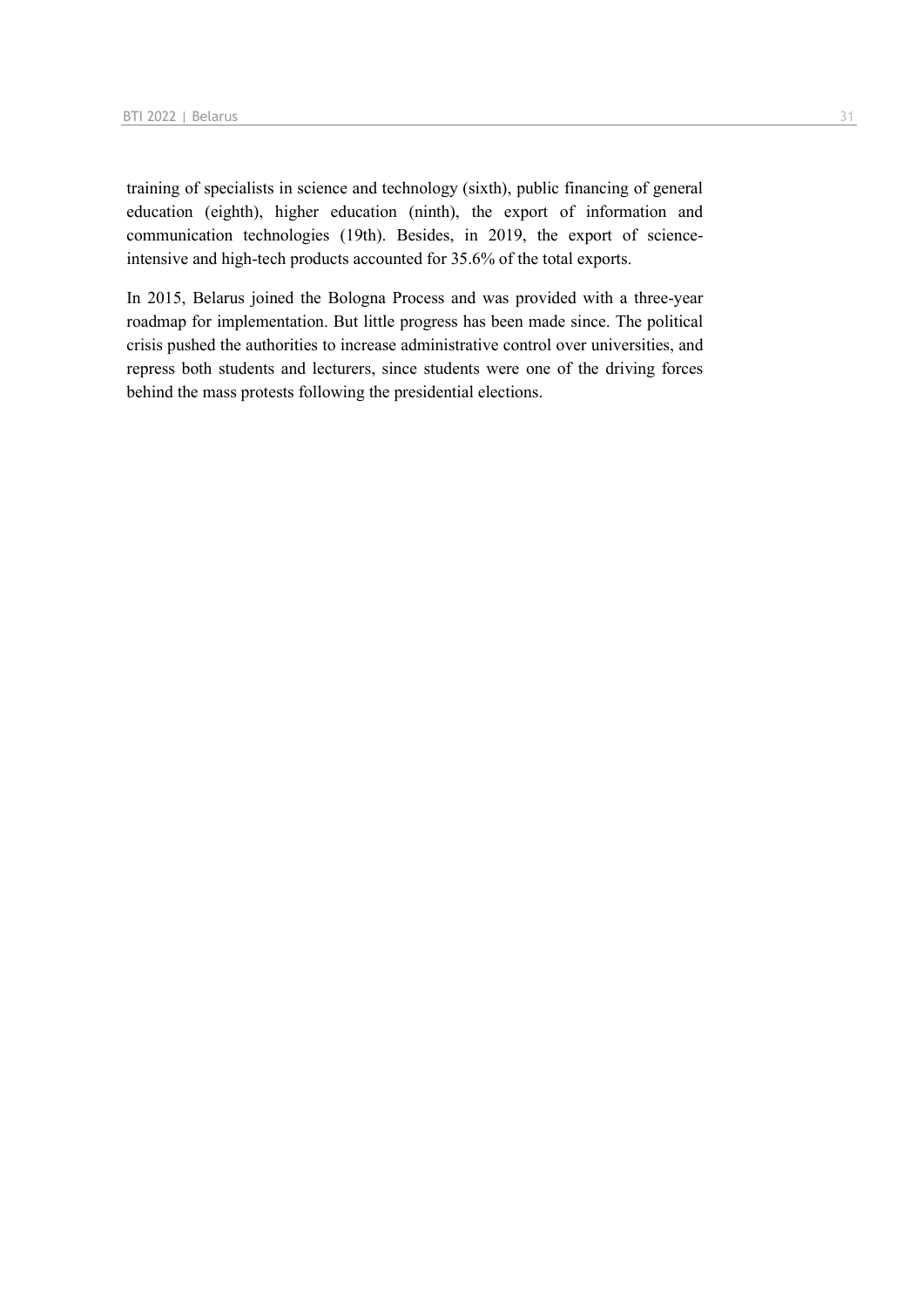training of specialists in science and technology (sixth), public financing of general education (eighth), higher education (ninth), the export of information and communication technologies (19th). Besides, in 2019, the export of science-intensive and high-tech products accounted for 35.6% of the total exports.

In 2015, Belarus joined the Bologna Process and was provided with a three-year roadmap for implementation. But little progress has been made since. The political crisis pushed the authorities to increase administrative control over universities, and repress both students and lecturers, since students were one of the driving forces behind the mass protests following the presidential elections.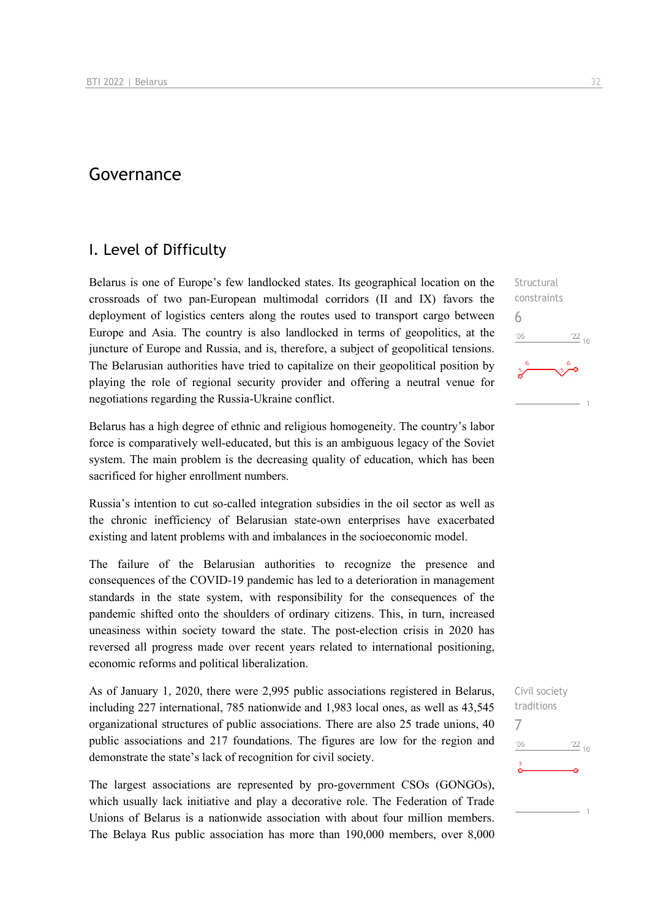# Governance

## I. Level of Difficulty

Structural constraints

6

Belarus is one of Europe's few landlocked states. Its geographical location on the crossroads of two pan-European multimodal corridors (II and IX) favors the deployment of logistics centers along the routes used to transport cargo between Europe and Asia. The country is also landlocked in terms of geopolitics, at the juncture of Europe and Russia, and is, therefore, a subject of geopolitical tensions. The Belarusian authorities have tried to capitalize on their geopolitical position by playing the role of regional security provider and offering a neutral venue for negotiations regarding the Russia-Ukraine conflict.

Belarus has a high degree of ethnic and religious homogeneity. The country's labor force is comparatively well-educated, but this is an ambiguous legacy of the Soviet system. The main problem is the decreasing quality of education, which has been sacrificed for higher enrollment numbers.

Russia's intention to cut so-called integration subsidies in the oil sector as well as the chronic inefficiency of Belarusian state-own enterprises have exacerbated existing and latent problems with and imbalances in the socioeconomic model.

The failure of the Belarusian authorities to recognize the presence and consequences of the COVID-19 pandemic has led to a deterioration in management standards in the state system, with responsibility for the consequences of the pandemic shifted onto the shoulders of ordinary citizens. This, in turn, increased uneasiness within society toward the state. The post-election crisis in 2020 has reversed all progress made over recent years related to international positioning, economic reforms and political liberalization.

Civil society traditions

7

As of January 1, 2020, there were 2,995 public associations registered in Belarus, including 227 international, 785 nationwide and 1,983 local ones, as well as 43,545 organizational structures of public associations. There are also 25 trade unions, 40 public associations and 217 foundations. The figures are low for the region and demonstrate the state's lack of recognition for civil society.

The largest associations are represented by pro-government CSOs (GONGOs), which usually lack initiative and play a decorative role. The Federation of Trade Unions of Belarus is a nationwide association with about four million members. The Belaya Rus public association has more than 190,000 members, over 8,000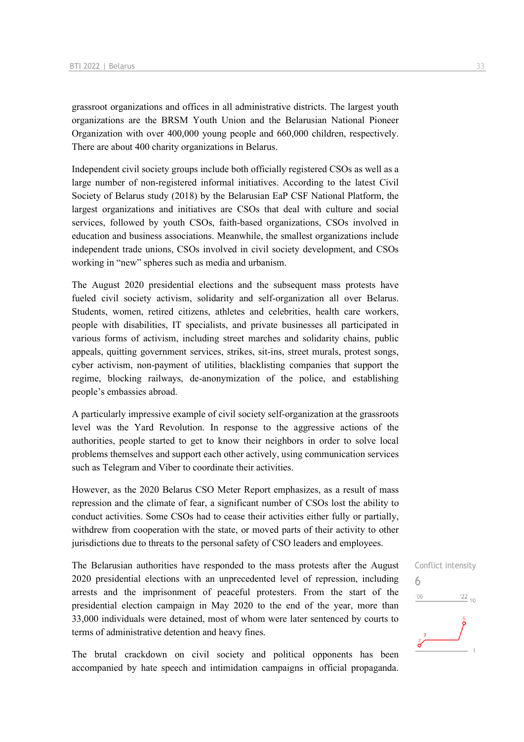grassroot organizations and offices in all administrative districts. The largest youth organizations are the BRSM Youth Union and the Belarusian National Pioneer Organization with over 400,000 young people and 660,000 children, respectively. There are about 400 charity organizations in Belarus.

Independent civil society groups include both officially registered CSOs as well as a large number of non-registered informal initiatives. According to the latest Civil Society of Belarus study (2018) by the Belarusian EaP CSF National Platform, the largest organizations and initiatives are CSOs that deal with culture and social services, followed by youth CSOs, faith-based organizations, CSOs involved in education and business associations. Meanwhile, the smallest organizations include independent trade unions, CSOs involved in civil society development, and CSOs working in "new" spheres such as media and urbanism.

The August 2020 presidential elections and the subsequent mass protests have fueled civil society activism, solidarity and self-organization all over Belarus. Students, women, retired citizens, athletes and celebrities, health care workers, people with disabilities, IT specialists, and private businesses all participated in various forms of activism, including street marches and solidarity chains, public appeals, quitting government services, strikes, sit-ins, street murals, protest songs, cyber activism, non-payment of utilities, blacklisting companies that support the regime, blocking railways, de-anonymization of the police, and establishing people's embassies abroad.

A particularly impressive example of civil society self-organization at the grassroots level was the Yard Revolution. In response to the aggressive actions of the authorities, people started to get to know their neighbors in order to solve local problems themselves and support each other actively, using communication services such as Telegram and Viber to coordinate their activities.

However, as the 2020 Belarus CSO Meter Report emphasizes, as a result of mass repression and the climate of fear, a significant number of CSOs lost the ability to conduct activities. Some CSOs had to cease their activities either fully or partially, withdrew from cooperation with the state, or moved parts of their activity to other jurisdictions due to threats to the personal safety of CSO leaders and employees.

Conflict intensity

6

The Belarusian authorities have responded to the mass protests after the August 2020 presidential elections with an unprecedented level of repression, including arrests and the imprisonment of peaceful protesters. From the start of the presidential election campaign in May 2020 to the end of the year, more than 33,000 individuals were detained, most of whom were later sentenced by courts to terms of administrative detention and heavy fines.

The brutal crackdown on civil society and political opponents has been accompanied by hate speech and intimidation campaigns in official propaganda.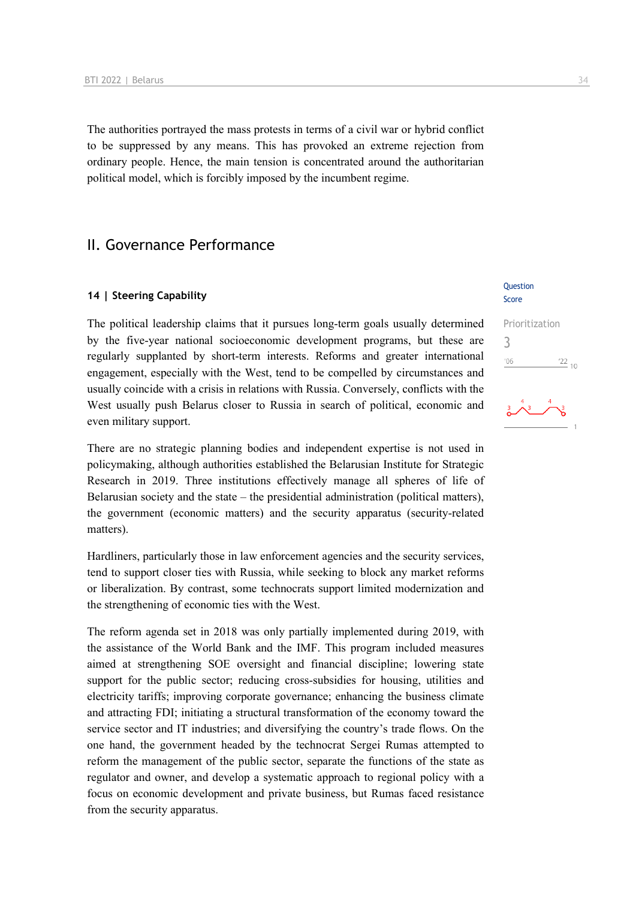The authorities portrayed the mass protests in terms of a civil war or hybrid conflict to be suppressed by any means. This has provoked an extreme rejection from ordinary people. Hence, the main tension is concentrated around the authoritarian political model, which is forcibly imposed by the incumbent regime.

## II. Governance Performance

### 14 | Steering Capability

Question Score

Prioritization
3

The political leadership claims that it pursues long-term goals usually determined by the five-year national socioeconomic development programs, but these are regularly supplanted by short-term interests. Reforms and greater international engagement, especially with the West, tend to be compelled by circumstances and usually coincide with a crisis in relations with Russia. Conversely, conflicts with the West usually push Belarus closer to Russia in search of political, economic and even military support.

There are no strategic planning bodies and independent expertise is not used in policymaking, although authorities established the Belarusian Institute for Strategic Research in 2019. Three institutions effectively manage all spheres of life of Belarusian society and the state – the presidential administration (political matters), the government (economic matters) and the security apparatus (security-related matters).

Hardliners, particularly those in law enforcement agencies and the security services, tend to support closer ties with Russia, while seeking to block any market reforms or liberalization. By contrast, some technocrats support limited modernization and the strengthening of economic ties with the West.

The reform agenda set in 2018 was only partially implemented during 2019, with the assistance of the World Bank and the IMF. This program included measures aimed at strengthening SOE oversight and financial discipline; lowering state support for the public sector; reducing cross-subsidies for housing, utilities and electricity tariffs; improving corporate governance; enhancing the business climate and attracting FDI; initiating a structural transformation of the economy toward the service sector and IT industries; and diversifying the country's trade flows. On the one hand, the government headed by the technocrat Sergei Rumas attempted to reform the management of the public sector, separate the functions of the state as regulator and owner, and develop a systematic approach to regional policy with a focus on economic development and private business, but Rumas faced resistance from the security apparatus.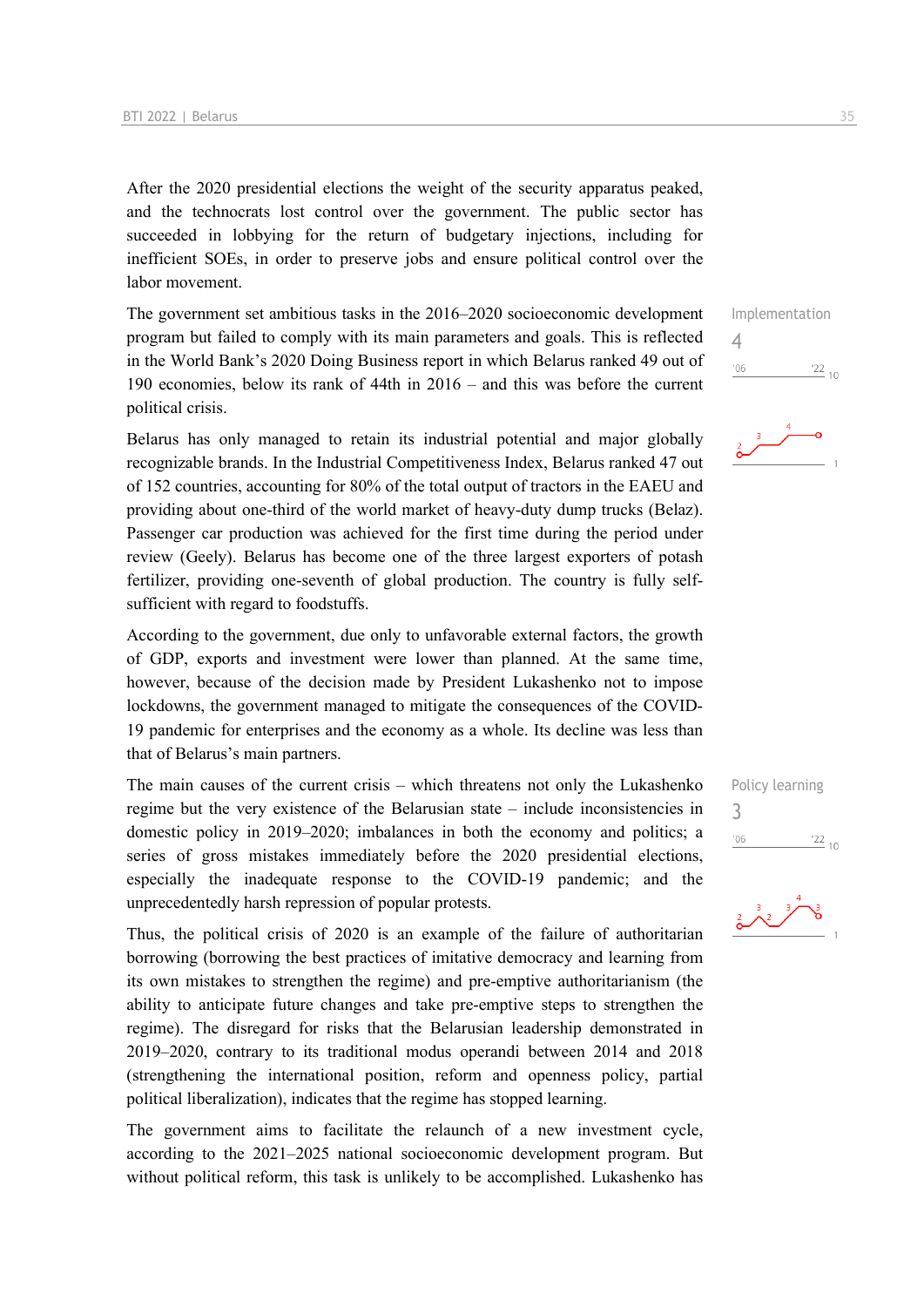After the 2020 presidential elections the weight of the security apparatus peaked, and the technocrats lost control over the government. The public sector has succeeded in lobbying for the return of budgetary injections, including for inefficient SOEs, in order to preserve jobs and ensure political control over the labor movement.

The government set ambitious tasks in the 2016–2020 socioeconomic development program but failed to comply with its main parameters and goals. This is reflected in the World Bank's 2020 Doing Business report in which Belarus ranked 49 out of 190 economies, below its rank of 44th in 2016 – and this was before the current political crisis.

Implementation
4

Belarus has only managed to retain its industrial potential and major globally recognizable brands. In the Industrial Competitiveness Index, Belarus ranked 47 out of 152 countries, accounting for 80% of the total output of tractors in the EAEU and providing about one-third of the world market of heavy-duty dump trucks (Belaz). Passenger car production was achieved for the first time during the period under review (Geely). Belarus has become one of the three largest exporters of potash fertilizer, providing one-seventh of global production. The country is fully self-sufficient with regard to foodstuffs.

According to the government, due only to unfavorable external factors, the growth of GDP, exports and investment were lower than planned. At the same time, however, because of the decision made by President Lukashenko not to impose lockdowns, the government managed to mitigate the consequences of the COVID-19 pandemic for enterprises and the economy as a whole. Its decline was less than that of Belarus's main partners.

The main causes of the current crisis – which threatens not only the Lukashenko regime but the very existence of the Belarusian state – include inconsistencies in domestic policy in 2019–2020; imbalances in both the economy and politics; a series of gross mistakes immediately before the 2020 presidential elections, especially the inadequate response to the COVID-19 pandemic; and the unprecedentedly harsh repression of popular protests.

Policy learning
3

Thus, the political crisis of 2020 is an example of the failure of authoritarian borrowing (borrowing the best practices of imitative democracy and learning from its own mistakes to strengthen the regime) and pre-emptive authoritarianism (the ability to anticipate future changes and take pre-emptive steps to strengthen the regime). The disregard for risks that the Belarusian leadership demonstrated in 2019–2020, contrary to its traditional modus operandi between 2014 and 2018 (strengthening the international position, reform and openness policy, partial political liberalization), indicates that the regime has stopped learning.

The government aims to facilitate the relaunch of a new investment cycle, according to the 2021–2025 national socioeconomic development program. But without political reform, this task is unlikely to be accomplished. Lukashenko has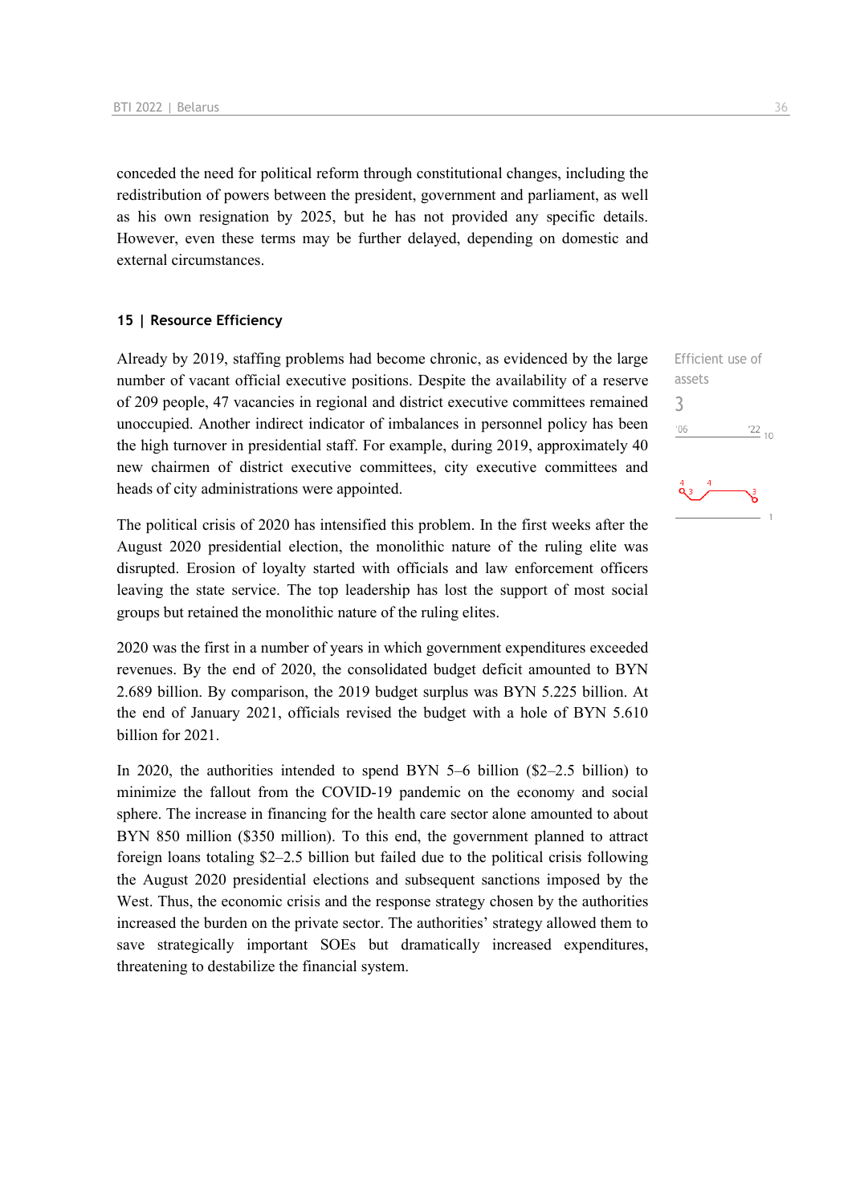conceded the need for political reform through constitutional changes, including the redistribution of powers between the president, government and parliament, as well as his own resignation by 2025, but he has not provided any specific details. However, even these terms may be further delayed, depending on domestic and external circumstances.

## 15 | Resource Efficiency

Efficient use of assets
3

Already by 2019, staffing problems had become chronic, as evidenced by the large number of vacant official executive positions. Despite the availability of a reserve of 209 people, 47 vacancies in regional and district executive committees remained unoccupied. Another indirect indicator of imbalances in personnel policy has been the high turnover in presidential staff. For example, during 2019, approximately 40 new chairmen of district executive committees, city executive committees and heads of city administrations were appointed.

The political crisis of 2020 has intensified this problem. In the first weeks after the August 2020 presidential election, the monolithic nature of the ruling elite was disrupted. Erosion of loyalty started with officials and law enforcement officers leaving the state service. The top leadership has lost the support of most social groups but retained the monolithic nature of the ruling elites.

2020 was the first in a number of years in which government expenditures exceeded revenues. By the end of 2020, the consolidated budget deficit amounted to BYN 2.689 billion. By comparison, the 2019 budget surplus was BYN 5.225 billion. At the end of January 2021, officials revised the budget with a hole of BYN 5.610 billion for 2021.

In 2020, the authorities intended to spend BYN 5–6 billion ($2–2.5 billion) to minimize the fallout from the COVID-19 pandemic on the economy and social sphere. The increase in financing for the health care sector alone amounted to about BYN 850 million ($350 million). To this end, the government planned to attract foreign loans totaling $2–2.5 billion but failed due to the political crisis following the August 2020 presidential elections and subsequent sanctions imposed by the West. Thus, the economic crisis and the response strategy chosen by the authorities increased the burden on the private sector. The authorities' strategy allowed them to save strategically important SOEs but dramatically increased expenditures, threatening to destabilize the financial system.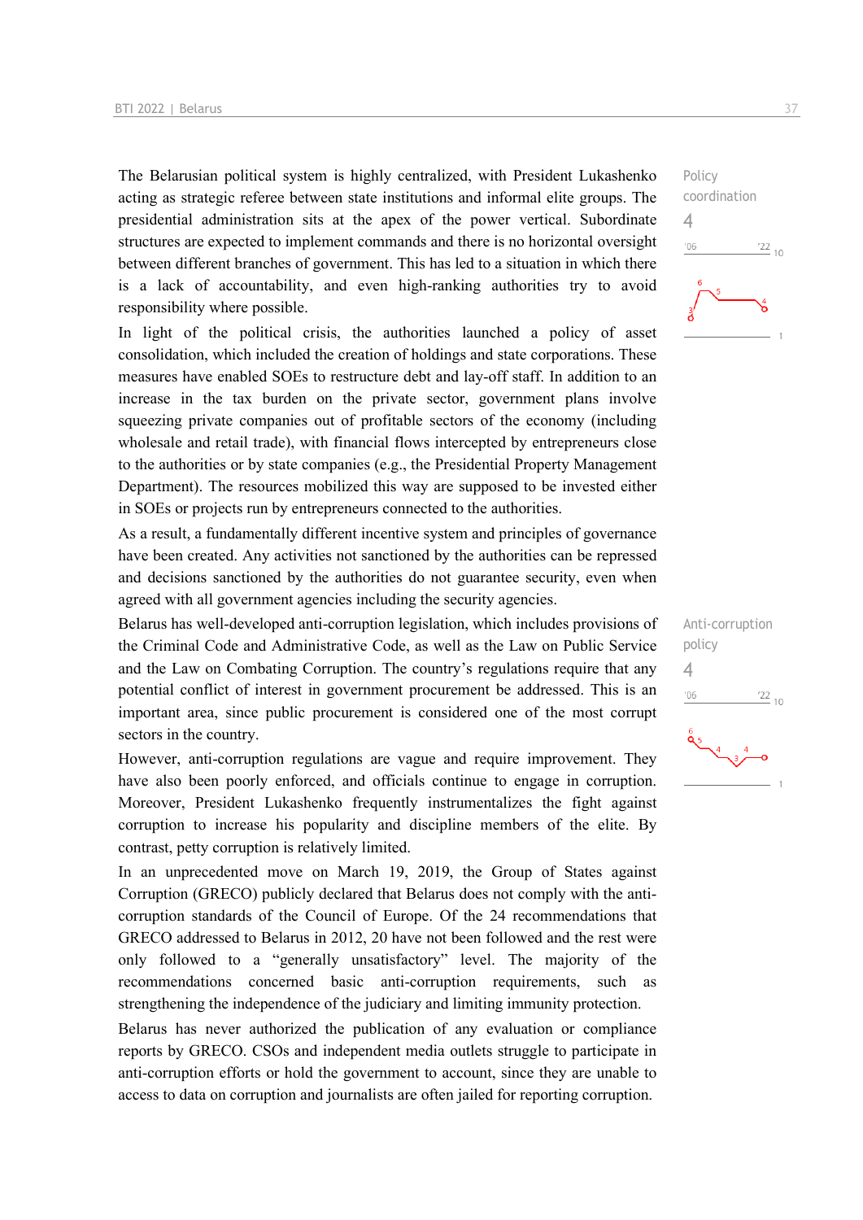The Belarusian political system is highly centralized, with President Lukashenko acting as strategic referee between state institutions and informal elite groups. The presidential administration sits at the apex of the power vertical. Subordinate structures are expected to implement commands and there is no horizontal oversight between different branches of government. This has led to a situation in which there is a lack of accountability, and even high-ranking authorities try to avoid responsibility where possible.

Policy coordination
4

In light of the political crisis, the authorities launched a policy of asset consolidation, which included the creation of holdings and state corporations. These measures have enabled SOEs to restructure debt and lay-off staff. In addition to an increase in the tax burden on the private sector, government plans involve squeezing private companies out of profitable sectors of the economy (including wholesale and retail trade), with financial flows intercepted by entrepreneurs close to the authorities or by state companies (e.g., the Presidential Property Management Department). The resources mobilized this way are supposed to be invested either in SOEs or projects run by entrepreneurs connected to the authorities.

As a result, a fundamentally different incentive system and principles of governance have been created. Any activities not sanctioned by the authorities can be repressed and decisions sanctioned by the authorities do not guarantee security, even when agreed with all government agencies including the security agencies.

Belarus has well-developed anti-corruption legislation, which includes provisions of the Criminal Code and Administrative Code, as well as the Law on Public Service and the Law on Combating Corruption. The country's regulations require that any potential conflict of interest in government procurement be addressed. This is an important area, since public procurement is considered one of the most corrupt sectors in the country.

Anti-corruption policy
4

However, anti-corruption regulations are vague and require improvement. They have also been poorly enforced, and officials continue to engage in corruption. Moreover, President Lukashenko frequently instrumentalizes the fight against corruption to increase his popularity and discipline members of the elite. By contrast, petty corruption is relatively limited.

In an unprecedented move on March 19, 2019, the Group of States against Corruption (GRECO) publicly declared that Belarus does not comply with the anti-corruption standards of the Council of Europe. Of the 24 recommendations that GRECO addressed to Belarus in 2012, 20 have not been followed and the rest were only followed to a "generally unsatisfactory" level. The majority of the recommendations concerned basic anti-corruption requirements, such as strengthening the independence of the judiciary and limiting immunity protection.

Belarus has never authorized the publication of any evaluation or compliance reports by GRECO. CSOs and independent media outlets struggle to participate in anti-corruption efforts or hold the government to account, since they are unable to access to data on corruption and journalists are often jailed for reporting corruption.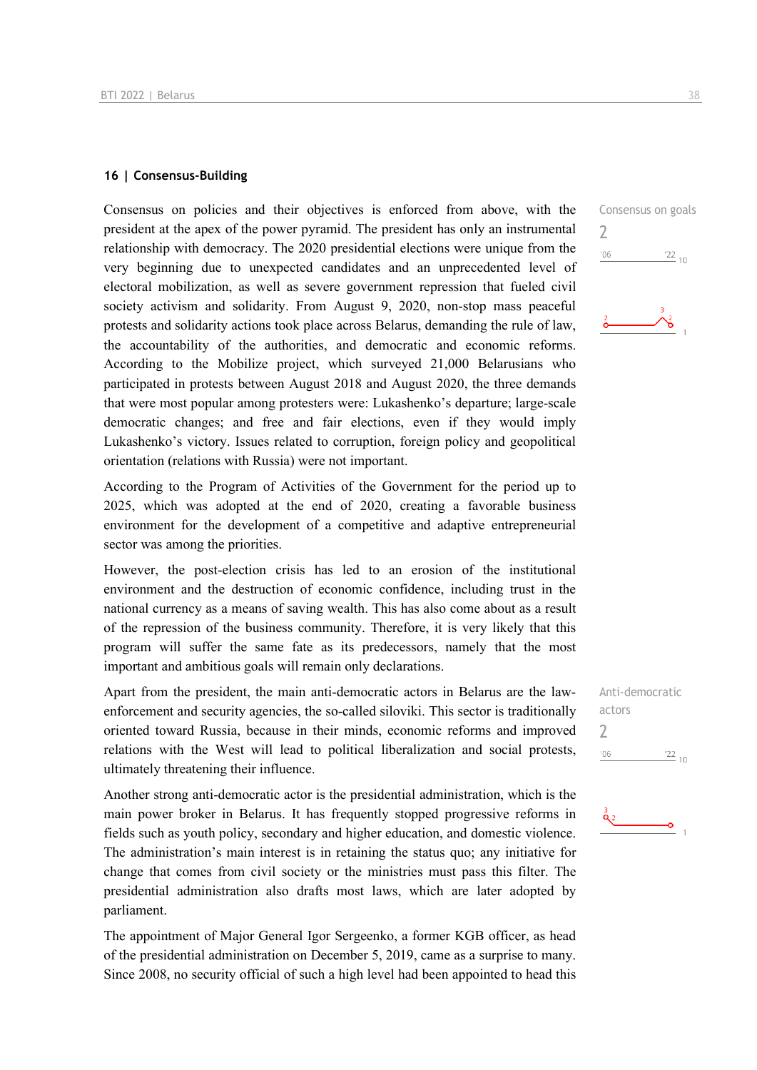## 16 | Consensus-Building

Consensus on goals

2

Consensus on policies and their objectives is enforced from above, with the president at the apex of the power pyramid. The president has only an instrumental relationship with democracy. The 2020 presidential elections were unique from the very beginning due to unexpected candidates and an unprecedented level of electoral mobilization, as well as severe government repression that fueled civil society activism and solidarity. From August 9, 2020, non-stop mass peaceful protests and solidarity actions took place across Belarus, demanding the rule of law, the accountability of the authorities, and democratic and economic reforms. According to the Mobilize project, which surveyed 21,000 Belarusians who participated in protests between August 2018 and August 2020, the three demands that were most popular among protesters were: Lukashenko's departure; large-scale democratic changes; and free and fair elections, even if they would imply Lukashenko's victory. Issues related to corruption, foreign policy and geopolitical orientation (relations with Russia) were not important.

According to the Program of Activities of the Government for the period up to 2025, which was adopted at the end of 2020, creating a favorable business environment for the development of a competitive and adaptive entrepreneurial sector was among the priorities.

However, the post-election crisis has led to an erosion of the institutional environment and the destruction of economic confidence, including trust in the national currency as a means of saving wealth. This has also come about as a result of the repression of the business community. Therefore, it is very likely that this program will suffer the same fate as its predecessors, namely that the most important and ambitious goals will remain only declarations.

Anti-democratic actors

2

Apart from the president, the main anti-democratic actors in Belarus are the law-enforcement and security agencies, the so-called siloviki. This sector is traditionally oriented toward Russia, because in their minds, economic reforms and improved relations with the West will lead to political liberalization and social protests, ultimately threatening their influence.

Another strong anti-democratic actor is the presidential administration, which is the main power broker in Belarus. It has frequently stopped progressive reforms in fields such as youth policy, secondary and higher education, and domestic violence. The administration's main interest is in retaining the status quo; any initiative for change that comes from civil society or the ministries must pass this filter. The presidential administration also drafts most laws, which are later adopted by parliament.

The appointment of Major General Igor Sergeenko, a former KGB officer, as head of the presidential administration on December 5, 2019, came as a surprise to many. Since 2008, no security official of such a high level had been appointed to head this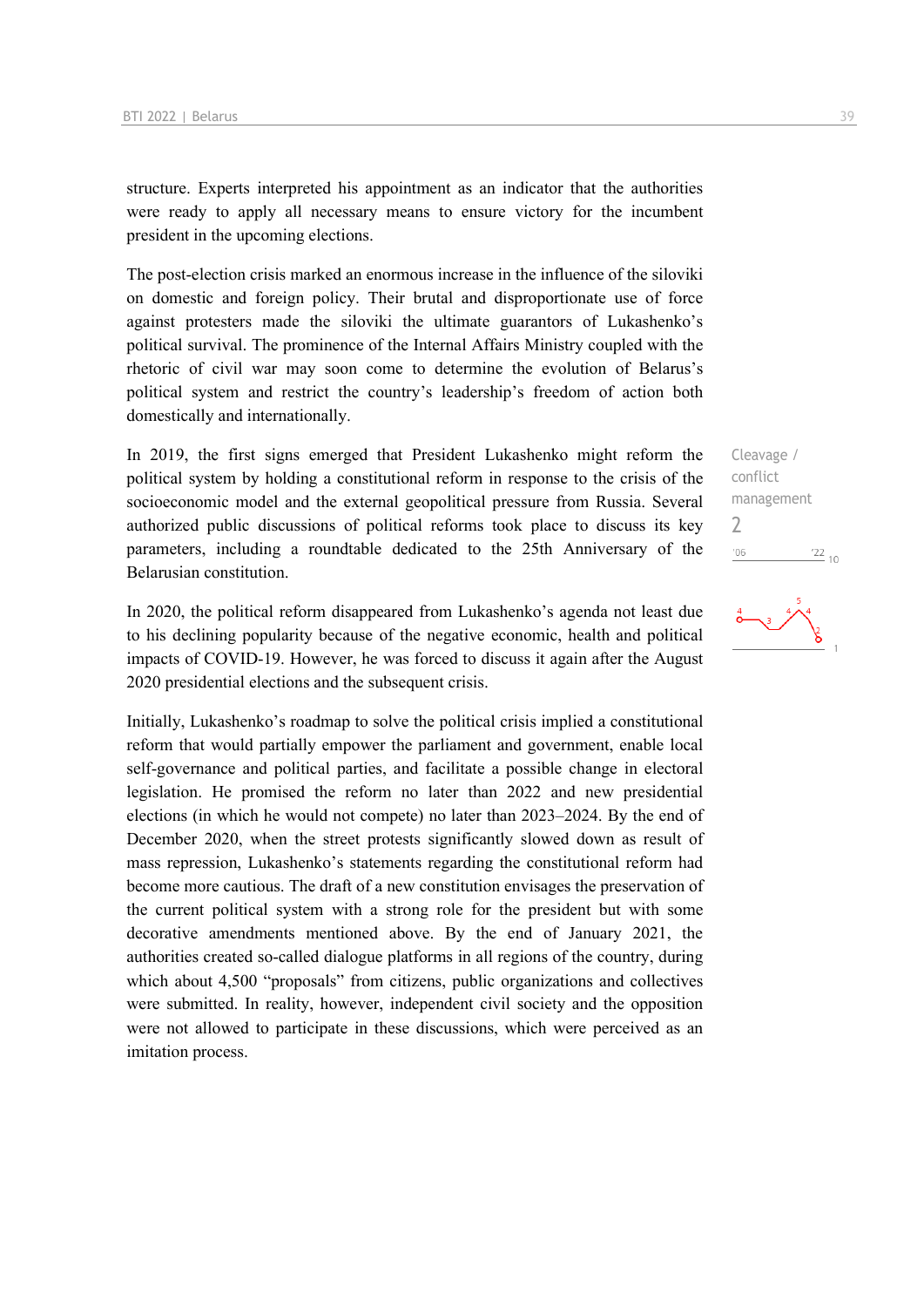structure. Experts interpreted his appointment as an indicator that the authorities were ready to apply all necessary means to ensure victory for the incumbent president in the upcoming elections.

The post-election crisis marked an enormous increase in the influence of the siloviki on domestic and foreign policy. Their brutal and disproportionate use of force against protesters made the siloviki the ultimate guarantors of Lukashenko's political survival. The prominence of the Internal Affairs Ministry coupled with the rhetoric of civil war may soon come to determine the evolution of Belarus's political system and restrict the country's leadership's freedom of action both domestically and internationally.

Cleavage / conflict management
2

In 2019, the first signs emerged that President Lukashenko might reform the political system by holding a constitutional reform in response to the crisis of the socioeconomic model and the external geopolitical pressure from Russia. Several authorized public discussions of political reforms took place to discuss its key parameters, including a roundtable dedicated to the 25th Anniversary of the Belarusian constitution.

In 2020, the political reform disappeared from Lukashenko's agenda not least due to his declining popularity because of the negative economic, health and political impacts of COVID-19. However, he was forced to discuss it again after the August 2020 presidential elections and the subsequent crisis.

Initially, Lukashenko's roadmap to solve the political crisis implied a constitutional reform that would partially empower the parliament and government, enable local self-governance and political parties, and facilitate a possible change in electoral legislation. He promised the reform no later than 2022 and new presidential elections (in which he would not compete) no later than 2023–2024. By the end of December 2020, when the street protests significantly slowed down as result of mass repression, Lukashenko's statements regarding the constitutional reform had become more cautious. The draft of a new constitution envisages the preservation of the current political system with a strong role for the president but with some decorative amendments mentioned above. By the end of January 2021, the authorities created so-called dialogue platforms in all regions of the country, during which about 4,500 "proposals" from citizens, public organizations and collectives were submitted. In reality, however, independent civil society and the opposition were not allowed to participate in these discussions, which were perceived as an imitation process.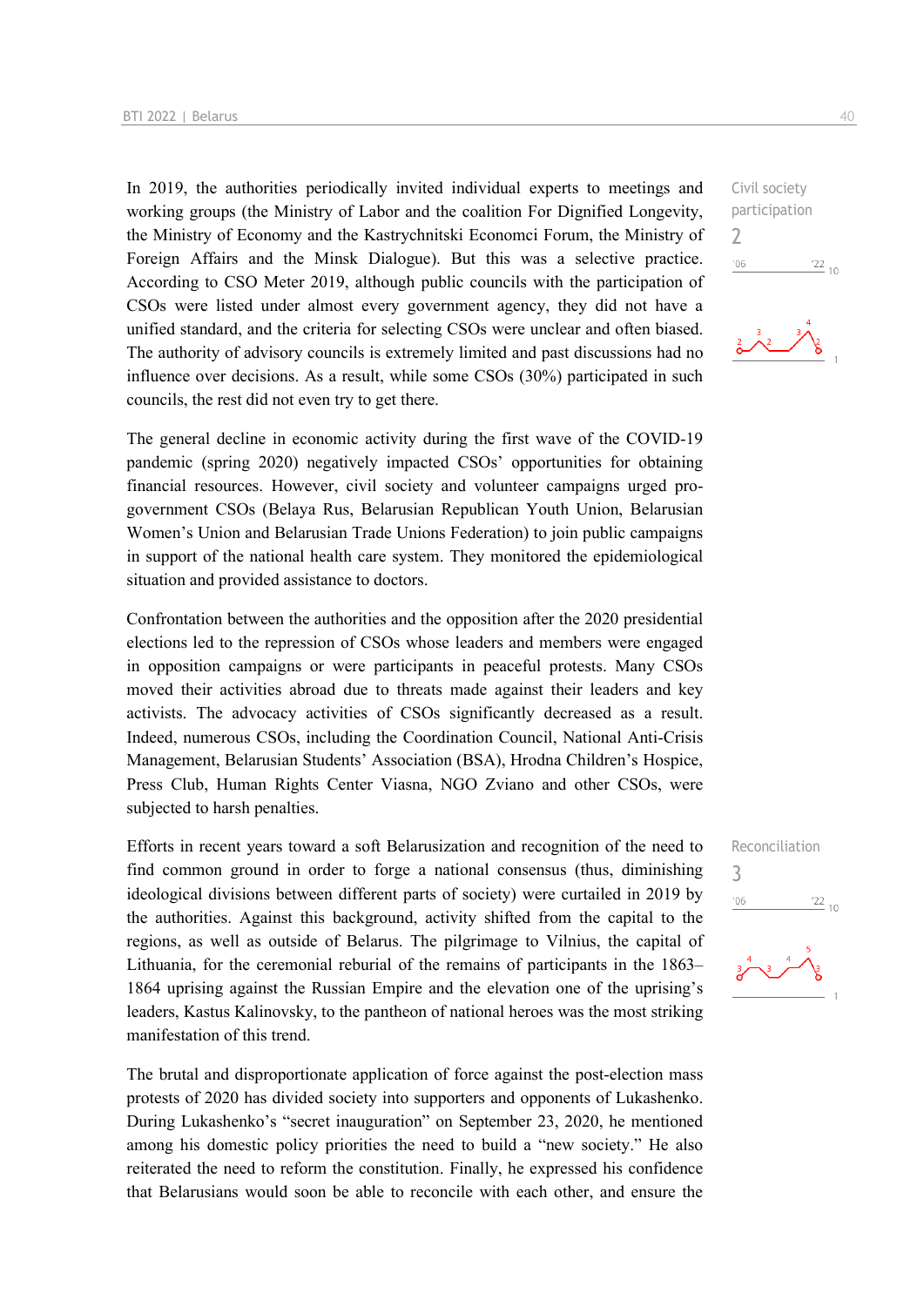Civil society participation

2

In 2019, the authorities periodically invited individual experts to meetings and working groups (the Ministry of Labor and the coalition For Dignified Longevity, the Ministry of Economy and the Kastrychnitski Economci Forum, the Ministry of Foreign Affairs and the Minsk Dialogue). But this was a selective practice. According to CSO Meter 2019, although public councils with the participation of CSOs were listed under almost every government agency, they did not have a unified standard, and the criteria for selecting CSOs were unclear and often biased. The authority of advisory councils is extremely limited and past discussions had no influence over decisions. As a result, while some CSOs (30%) participated in such councils, the rest did not even try to get there.

The general decline in economic activity during the first wave of the COVID-19 pandemic (spring 2020) negatively impacted CSOs' opportunities for obtaining financial resources. However, civil society and volunteer campaigns urged pro-government CSOs (Belaya Rus, Belarusian Republican Youth Union, Belarusian Women's Union and Belarusian Trade Unions Federation) to join public campaigns in support of the national health care system. They monitored the epidemiological situation and provided assistance to doctors.

Confrontation between the authorities and the opposition after the 2020 presidential elections led to the repression of CSOs whose leaders and members were engaged in opposition campaigns or were participants in peaceful protests. Many CSOs moved their activities abroad due to threats made against their leaders and key activists. The advocacy activities of CSOs significantly decreased as a result. Indeed, numerous CSOs, including the Coordination Council, National Anti-Crisis Management, Belarusian Students' Association (BSA), Hrodna Children's Hospice, Press Club, Human Rights Center Viasna, NGO Zviano and other CSOs, were subjected to harsh penalties.

Reconciliation

3

Efforts in recent years toward a soft Belarusization and recognition of the need to find common ground in order to forge a national consensus (thus, diminishing ideological divisions between different parts of society) were curtailed in 2019 by the authorities. Against this background, activity shifted from the capital to the regions, as well as outside of Belarus. The pilgrimage to Vilnius, the capital of Lithuania, for the ceremonial reburial of the remains of participants in the 1863–1864 uprising against the Russian Empire and the elevation one of the uprising's leaders, Kastus Kalinovsky, to the pantheon of national heroes was the most striking manifestation of this trend.

The brutal and disproportionate application of force against the post-election mass protests of 2020 has divided society into supporters and opponents of Lukashenko. During Lukashenko's "secret inauguration" on September 23, 2020, he mentioned among his domestic policy priorities the need to build a "new society." He also reiterated the need to reform the constitution. Finally, he expressed his confidence that Belarusians would soon be able to reconcile with each other, and ensure the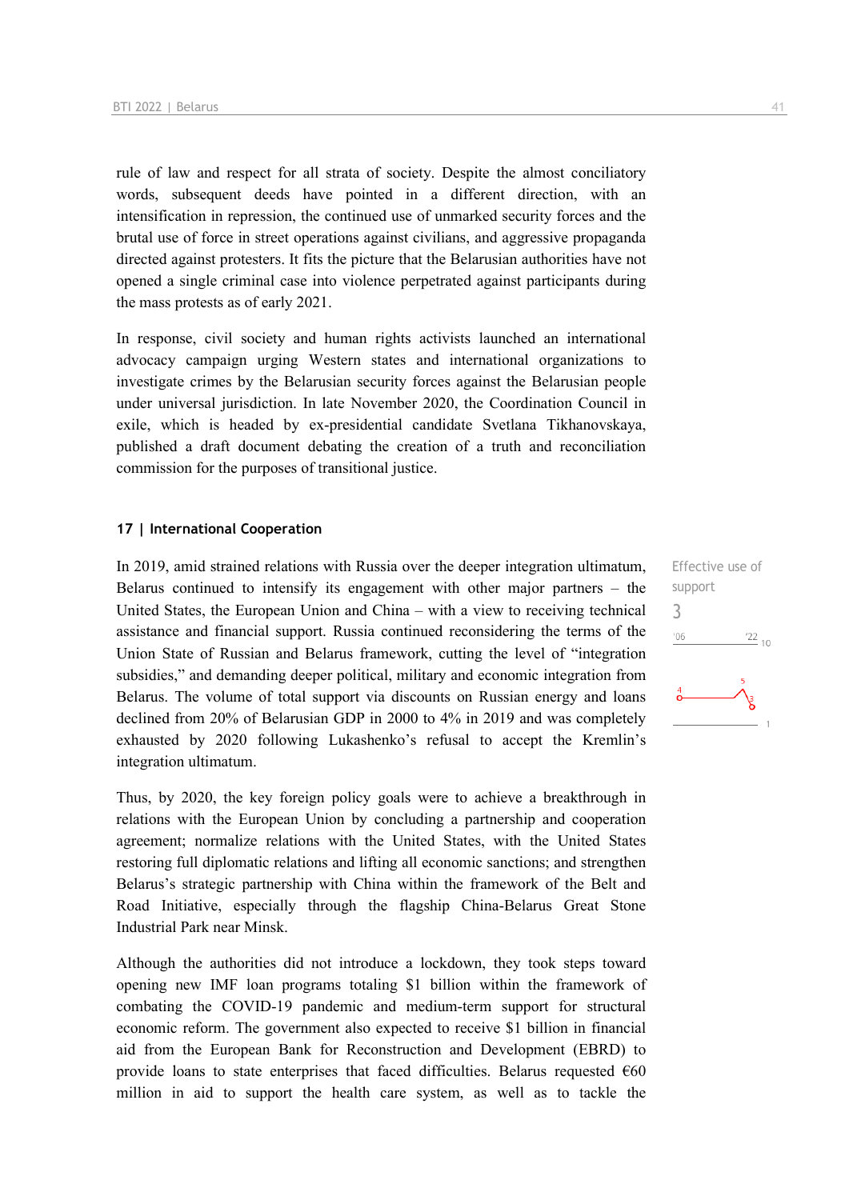rule of law and respect for all strata of society. Despite the almost conciliatory words, subsequent deeds have pointed in a different direction, with an intensification in repression, the continued use of unmarked security forces and the brutal use of force in street operations against civilians, and aggressive propaganda directed against protesters. It fits the picture that the Belarusian authorities have not opened a single criminal case into violence perpetrated against participants during the mass protests as of early 2021.

In response, civil society and human rights activists launched an international advocacy campaign urging Western states and international organizations to investigate crimes by the Belarusian security forces against the Belarusian people under universal jurisdiction. In late November 2020, the Coordination Council in exile, which is headed by ex-presidential candidate Svetlana Tikhanovskaya, published a draft document debating the creation of a truth and reconciliation commission for the purposes of transitional justice.

## 17 | International Cooperation

Effective use of support

3

In 2019, amid strained relations with Russia over the deeper integration ultimatum, Belarus continued to intensify its engagement with other major partners – the United States, the European Union and China – with a view to receiving technical assistance and financial support. Russia continued reconsidering the terms of the Union State of Russian and Belarus framework, cutting the level of "integration subsidies," and demanding deeper political, military and economic integration from Belarus. The volume of total support via discounts on Russian energy and loans declined from 20% of Belarusian GDP in 2000 to 4% in 2019 and was completely exhausted by 2020 following Lukashenko's refusal to accept the Kremlin's integration ultimatum.

Thus, by 2020, the key foreign policy goals were to achieve a breakthrough in relations with the European Union by concluding a partnership and cooperation agreement; normalize relations with the United States, with the United States restoring full diplomatic relations and lifting all economic sanctions; and strengthen Belarus's strategic partnership with China within the framework of the Belt and Road Initiative, especially through the flagship China-Belarus Great Stone Industrial Park near Minsk.

Although the authorities did not introduce a lockdown, they took steps toward opening new IMF loan programs totaling $1 billion within the framework of combating the COVID-19 pandemic and medium-term support for structural economic reform. The government also expected to receive $1 billion in financial aid from the European Bank for Reconstruction and Development (EBRD) to provide loans to state enterprises that faced difficulties. Belarus requested €60 million in aid to support the health care system, as well as to tackle the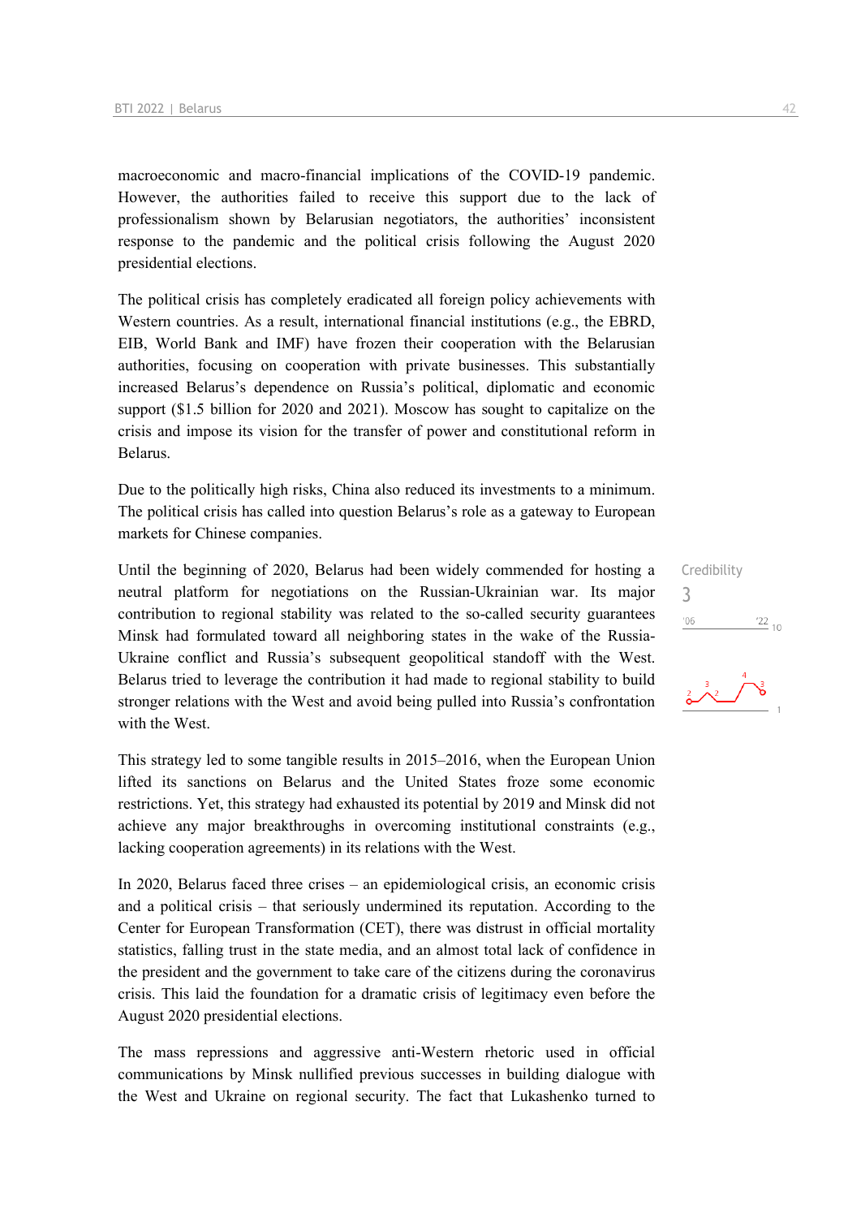macroeconomic and macro-financial implications of the COVID-19 pandemic. However, the authorities failed to receive this support due to the lack of professionalism shown by Belarusian negotiators, the authorities' inconsistent response to the pandemic and the political crisis following the August 2020 presidential elections.

The political crisis has completely eradicated all foreign policy achievements with Western countries. As a result, international financial institutions (e.g., the EBRD, EIB, World Bank and IMF) have frozen their cooperation with the Belarusian authorities, focusing on cooperation with private businesses. This substantially increased Belarus's dependence on Russia's political, diplomatic and economic support ($1.5 billion for 2020 and 2021). Moscow has sought to capitalize on the crisis and impose its vision for the transfer of power and constitutional reform in Belarus.

Due to the politically high risks, China also reduced its investments to a minimum. The political crisis has called into question Belarus's role as a gateway to European markets for Chinese companies.

Credibility
3

Until the beginning of 2020, Belarus had been widely commended for hosting a neutral platform for negotiations on the Russian-Ukrainian war. Its major contribution to regional stability was related to the so-called security guarantees Minsk had formulated toward all neighboring states in the wake of the Russia-Ukraine conflict and Russia's subsequent geopolitical standoff with the West. Belarus tried to leverage the contribution it had made to regional stability to build stronger relations with the West and avoid being pulled into Russia's confrontation with the West.

This strategy led to some tangible results in 2015–2016, when the European Union lifted its sanctions on Belarus and the United States froze some economic restrictions. Yet, this strategy had exhausted its potential by 2019 and Minsk did not achieve any major breakthroughs in overcoming institutional constraints (e.g., lacking cooperation agreements) in its relations with the West.

In 2020, Belarus faced three crises – an epidemiological crisis, an economic crisis and a political crisis – that seriously undermined its reputation. According to the Center for European Transformation (CET), there was distrust in official mortality statistics, falling trust in the state media, and an almost total lack of confidence in the president and the government to take care of the citizens during the coronavirus crisis. This laid the foundation for a dramatic crisis of legitimacy even before the August 2020 presidential elections.

The mass repressions and aggressive anti-Western rhetoric used in official communications by Minsk nullified previous successes in building dialogue with the West and Ukraine on regional security. The fact that Lukashenko turned to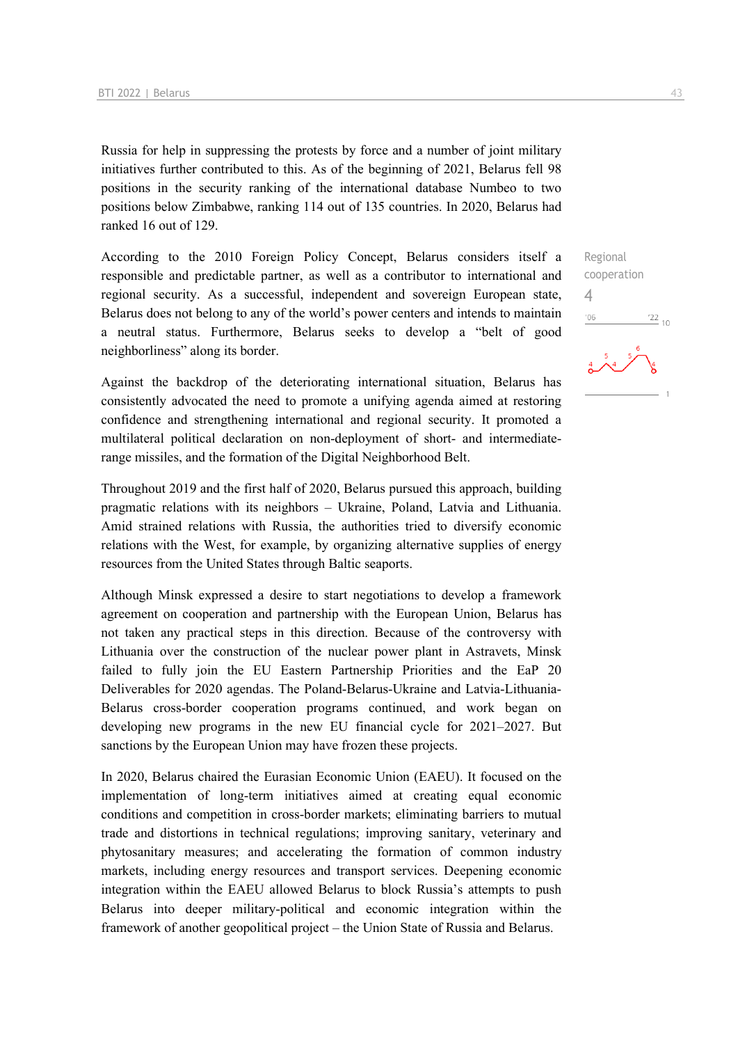Russia for help in suppressing the protests by force and a number of joint military initiatives further contributed to this. As of the beginning of 2021, Belarus fell 98 positions in the security ranking of the international database Numbeo to two positions below Zimbabwe, ranking 114 out of 135 countries. In 2020, Belarus had ranked 16 out of 129.

Regional cooperation
4

According to the 2010 Foreign Policy Concept, Belarus considers itself a responsible and predictable partner, as well as a contributor to international and regional security. As a successful, independent and sovereign European state, Belarus does not belong to any of the world's power centers and intends to maintain a neutral status. Furthermore, Belarus seeks to develop a "belt of good neighborliness" along its border.

Against the backdrop of the deteriorating international situation, Belarus has consistently advocated the need to promote a unifying agenda aimed at restoring confidence and strengthening international and regional security. It promoted a multilateral political declaration on non-deployment of short- and intermediate-range missiles, and the formation of the Digital Neighborhood Belt.

Throughout 2019 and the first half of 2020, Belarus pursued this approach, building pragmatic relations with its neighbors – Ukraine, Poland, Latvia and Lithuania. Amid strained relations with Russia, the authorities tried to diversify economic relations with the West, for example, by organizing alternative supplies of energy resources from the United States through Baltic seaports.

Although Minsk expressed a desire to start negotiations to develop a framework agreement on cooperation and partnership with the European Union, Belarus has not taken any practical steps in this direction. Because of the controversy with Lithuania over the construction of the nuclear power plant in Astravets, Minsk failed to fully join the EU Eastern Partnership Priorities and the EaP 20 Deliverables for 2020 agendas. The Poland-Belarus-Ukraine and Latvia-Lithuania-Belarus cross-border cooperation programs continued, and work began on developing new programs in the new EU financial cycle for 2021–2027. But sanctions by the European Union may have frozen these projects.

In 2020, Belarus chaired the Eurasian Economic Union (EAEU). It focused on the implementation of long-term initiatives aimed at creating equal economic conditions and competition in cross-border markets; eliminating barriers to mutual trade and distortions in technical regulations; improving sanitary, veterinary and phytosanitary measures; and accelerating the formation of common industry markets, including energy resources and transport services. Deepening economic integration within the EAEU allowed Belarus to block Russia's attempts to push Belarus into deeper military-political and economic integration within the framework of another geopolitical project – the Union State of Russia and Belarus.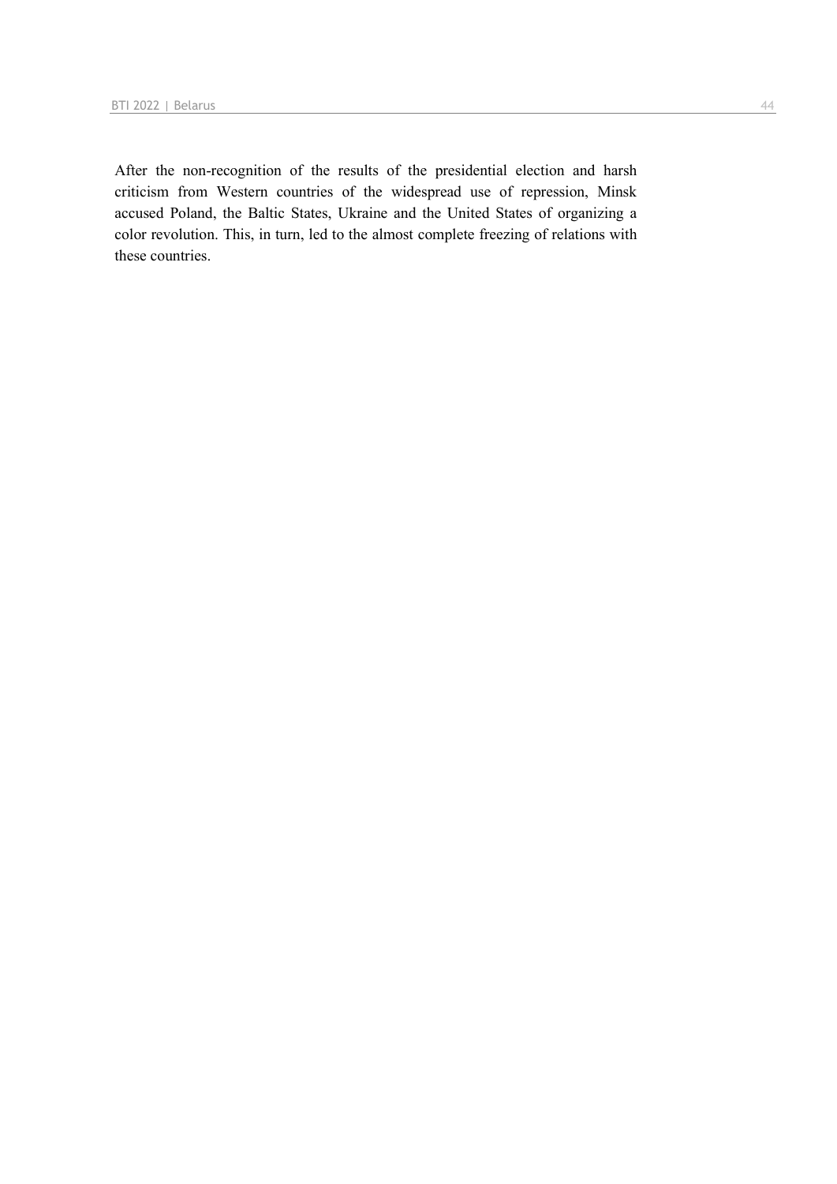After the non-recognition of the results of the presidential election and harsh criticism from Western countries of the widespread use of repression, Minsk accused Poland, the Baltic States, Ukraine and the United States of organizing a color revolution. This, in turn, led to the almost complete freezing of relations with these countries.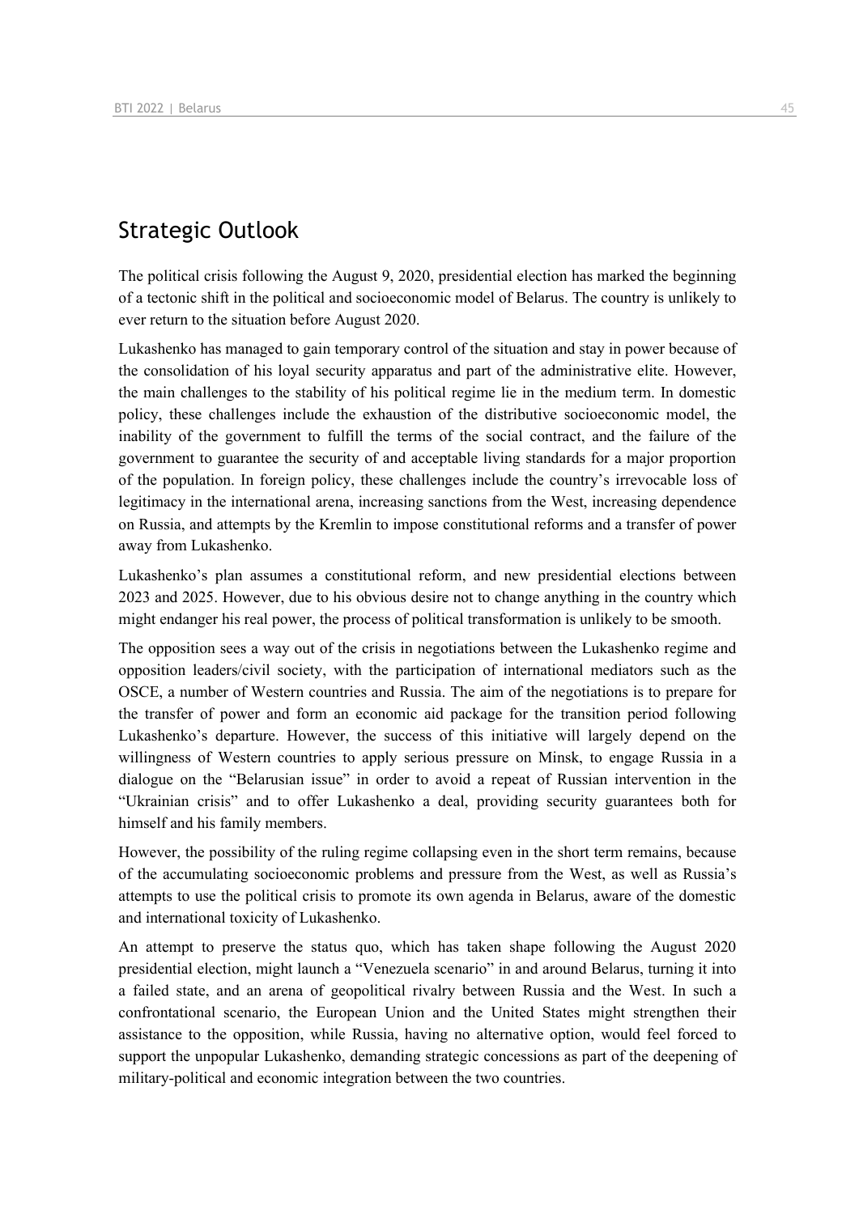## Strategic Outlook

The political crisis following the August 9, 2020, presidential election has marked the beginning of a tectonic shift in the political and socioeconomic model of Belarus. The country is unlikely to ever return to the situation before August 2020.

Lukashenko has managed to gain temporary control of the situation and stay in power because of the consolidation of his loyal security apparatus and part of the administrative elite. However, the main challenges to the stability of his political regime lie in the medium term. In domestic policy, these challenges include the exhaustion of the distributive socioeconomic model, the inability of the government to fulfill the terms of the social contract, and the failure of the government to guarantee the security of and acceptable living standards for a major proportion of the population. In foreign policy, these challenges include the country's irrevocable loss of legitimacy in the international arena, increasing sanctions from the West, increasing dependence on Russia, and attempts by the Kremlin to impose constitutional reforms and a transfer of power away from Lukashenko.

Lukashenko's plan assumes a constitutional reform, and new presidential elections between 2023 and 2025. However, due to his obvious desire not to change anything in the country which might endanger his real power, the process of political transformation is unlikely to be smooth.

The opposition sees a way out of the crisis in negotiations between the Lukashenko regime and opposition leaders/civil society, with the participation of international mediators such as the OSCE, a number of Western countries and Russia. The aim of the negotiations is to prepare for the transfer of power and form an economic aid package for the transition period following Lukashenko's departure. However, the success of this initiative will largely depend on the willingness of Western countries to apply serious pressure on Minsk, to engage Russia in a dialogue on the "Belarusian issue" in order to avoid a repeat of Russian intervention in the "Ukrainian crisis" and to offer Lukashenko a deal, providing security guarantees both for himself and his family members.

However, the possibility of the ruling regime collapsing even in the short term remains, because of the accumulating socioeconomic problems and pressure from the West, as well as Russia's attempts to use the political crisis to promote its own agenda in Belarus, aware of the domestic and international toxicity of Lukashenko.

An attempt to preserve the status quo, which has taken shape following the August 2020 presidential election, might launch a "Venezuela scenario" in and around Belarus, turning it into a failed state, and an arena of geopolitical rivalry between Russia and the West. In such a confrontational scenario, the European Union and the United States might strengthen their assistance to the opposition, while Russia, having no alternative option, would feel forced to support the unpopular Lukashenko, demanding strategic concessions as part of the deepening of military-political and economic integration between the two countries.